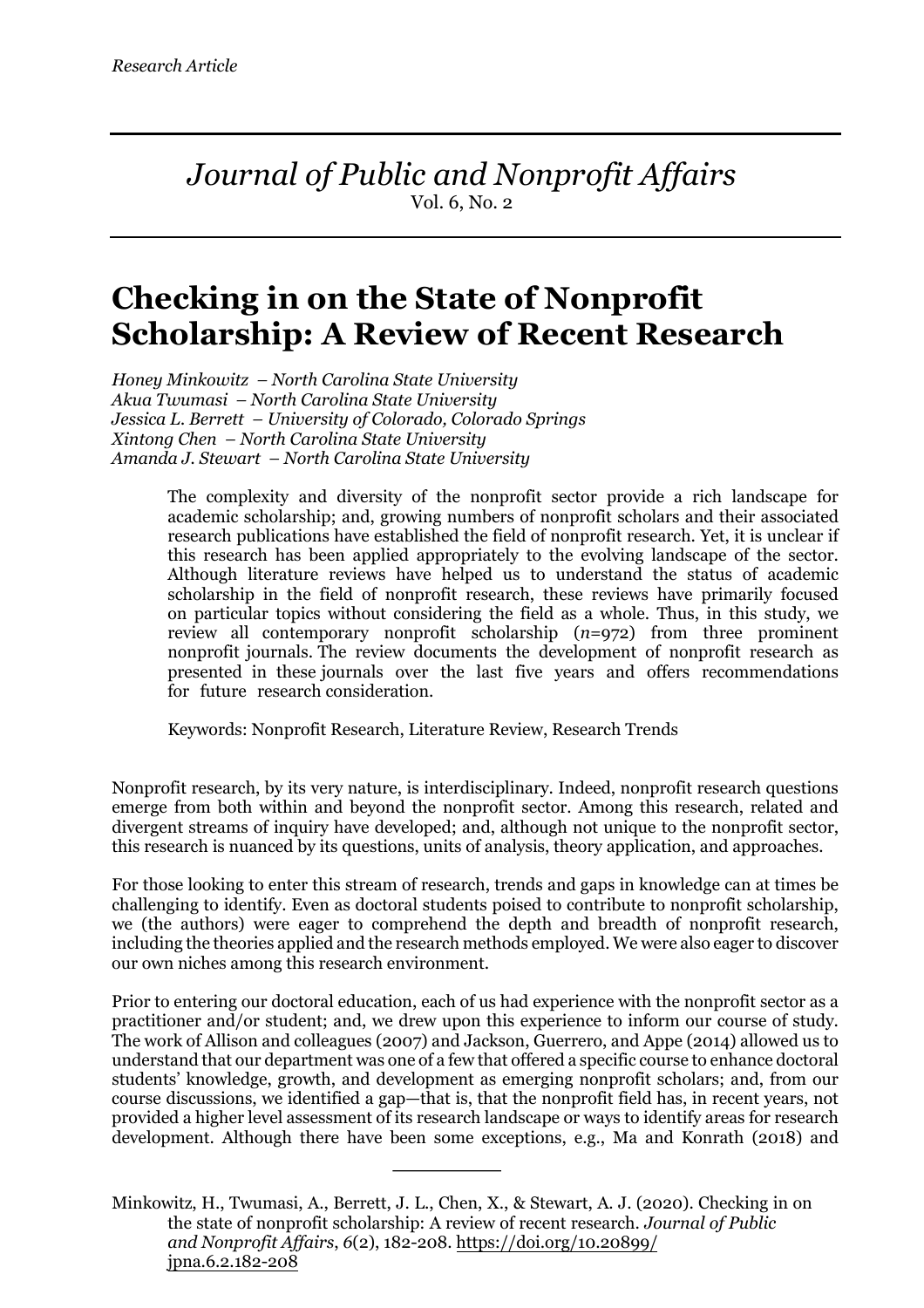*Research Article*

*Journal of Public and Nonprofit Affairs*
Vol. 6, No. 2

# Checking in on the State of Nonprofit Scholarship: A Review of Recent Research

*Honey Minkowitz – North Carolina State University*
*Akua Twumasi – North Carolina State University*
*Jessica L. Berrett – University of Colorado, Colorado Springs*
*Xintong Chen – North Carolina State University*
*Amanda J. Stewart – North Carolina State University*

> The complexity and diversity of the nonprofit sector provide a rich landscape for academic scholarship; and, growing numbers of nonprofit scholars and their associated research publications have established the field of nonprofit research. Yet, it is unclear if this research has been applied appropriately to the evolving landscape of the sector. Although literature reviews have helped us to understand the status of academic scholarship in the field of nonprofit research, these reviews have primarily focused on particular topics without considering the field as a whole. Thus, in this study, we review all contemporary nonprofit scholarship (*n*=972) from three prominent nonprofit journals. The review documents the development of nonprofit research as presented in these journals over the last five years and offers recommendations for future research consideration.
>
> Keywords: Nonprofit Research, Literature Review, Research Trends

Nonprofit research, by its very nature, is interdisciplinary. Indeed, nonprofit research questions emerge from both within and beyond the nonprofit sector. Among this research, related and divergent streams of inquiry have developed; and, although not unique to the nonprofit sector, this research is nuanced by its questions, units of analysis, theory application, and approaches.

For those looking to enter this stream of research, trends and gaps in knowledge can at times be challenging to identify. Even as doctoral students poised to contribute to nonprofit scholarship, we (the authors) were eager to comprehend the depth and breadth of nonprofit research, including the theories applied and the research methods employed. We were also eager to discover our own niches among this research environment.

Prior to entering our doctoral education, each of us had experience with the nonprofit sector as a practitioner and/or student; and, we drew upon this experience to inform our course of study. The work of Allison and colleagues (2007) and Jackson, Guerrero, and Appe (2014) allowed us to understand that our department was one of a few that offered a specific course to enhance doctoral students' knowledge, growth, and development as emerging nonprofit scholars; and, from our course discussions, we identified a gap—that is, that the nonprofit field has, in recent years, not provided a higher level assessment of its research landscape or ways to identify areas for research development. Although there have been some exceptions, e.g., Ma and Konrath (2018) and

---

Minkowitz, H., Twumasi, A., Berrett, J. L., Chen, X., & Stewart, A. J. (2020). Checking in on the state of nonprofit scholarship: A review of recent research. *Journal of Public and Nonprofit Affairs*, *6*(2), 182-208. https://doi.org/10.20899/jpna.6.2.182-208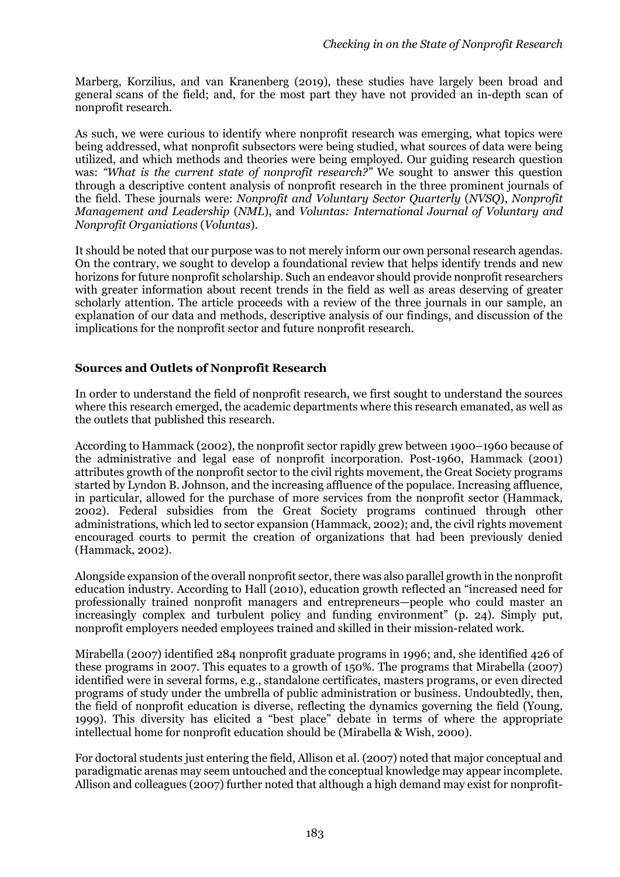Marberg, Korzilius, and van Kranenberg (2019), these studies have largely been broad and general scans of the field; and, for the most part they have not provided an in-depth scan of nonprofit research.

As such, we were curious to identify where nonprofit research was emerging, what topics were being addressed, what nonprofit subsectors were being studied, what sources of data were being utilized, and which methods and theories were being employed. Our guiding research question was: *"What is the current state of nonprofit research?"* We sought to answer this question through a descriptive content analysis of nonprofit research in the three prominent journals of the field. These journals were: *Nonprofit and Voluntary Sector Quarterly* (*NVSQ*), *Nonprofit Management and Leadership* (*NML*), and *Voluntas: International Journal of Voluntary and Nonprofit Organiations* (*Voluntas*).

It should be noted that our purpose was to not merely inform our own personal research agendas. On the contrary, we sought to develop a foundational review that helps identify trends and new horizons for future nonprofit scholarship. Such an endeavor should provide nonprofit researchers with greater information about recent trends in the field as well as areas deserving of greater scholarly attention. The article proceeds with a review of the three journals in our sample, an explanation of our data and methods, descriptive analysis of our findings, and discussion of the implications for the nonprofit sector and future nonprofit research.

## Sources and Outlets of Nonprofit Research

In order to understand the field of nonprofit research, we first sought to understand the sources where this research emerged, the academic departments where this research emanated, as well as the outlets that published this research.

According to Hammack (2002), the nonprofit sector rapidly grew between 1900–1960 because of the administrative and legal ease of nonprofit incorporation. Post-1960, Hammack (2001) attributes growth of the nonprofit sector to the civil rights movement, the Great Society programs started by Lyndon B. Johnson, and the increasing affluence of the populace. Increasing affluence, in particular, allowed for the purchase of more services from the nonprofit sector (Hammack, 2002). Federal subsidies from the Great Society programs continued through other administrations, which led to sector expansion (Hammack, 2002); and, the civil rights movement encouraged courts to permit the creation of organizations that had been previously denied (Hammack, 2002).

Alongside expansion of the overall nonprofit sector, there was also parallel growth in the nonprofit education industry. According to Hall (2010), education growth reflected an "increased need for professionally trained nonprofit managers and entrepreneurs—people who could master an increasingly complex and turbulent policy and funding environment" (p. 24). Simply put, nonprofit employers needed employees trained and skilled in their mission-related work.

Mirabella (2007) identified 284 nonprofit graduate programs in 1996; and, she identified 426 of these programs in 2007. This equates to a growth of 150%. The programs that Mirabella (2007) identified were in several forms, e.g., standalone certificates, masters programs, or even directed programs of study under the umbrella of public administration or business. Undoubtedly, then, the field of nonprofit education is diverse, reflecting the dynamics governing the field (Young, 1999). This diversity has elicited a "best place" debate in terms of where the appropriate intellectual home for nonprofit education should be (Mirabella & Wish, 2000).

For doctoral students just entering the field, Allison et al. (2007) noted that major conceptual and paradigmatic arenas may seem untouched and the conceptual knowledge may appear incomplete. Allison and colleagues (2007) further noted that although a high demand may exist for nonprofit-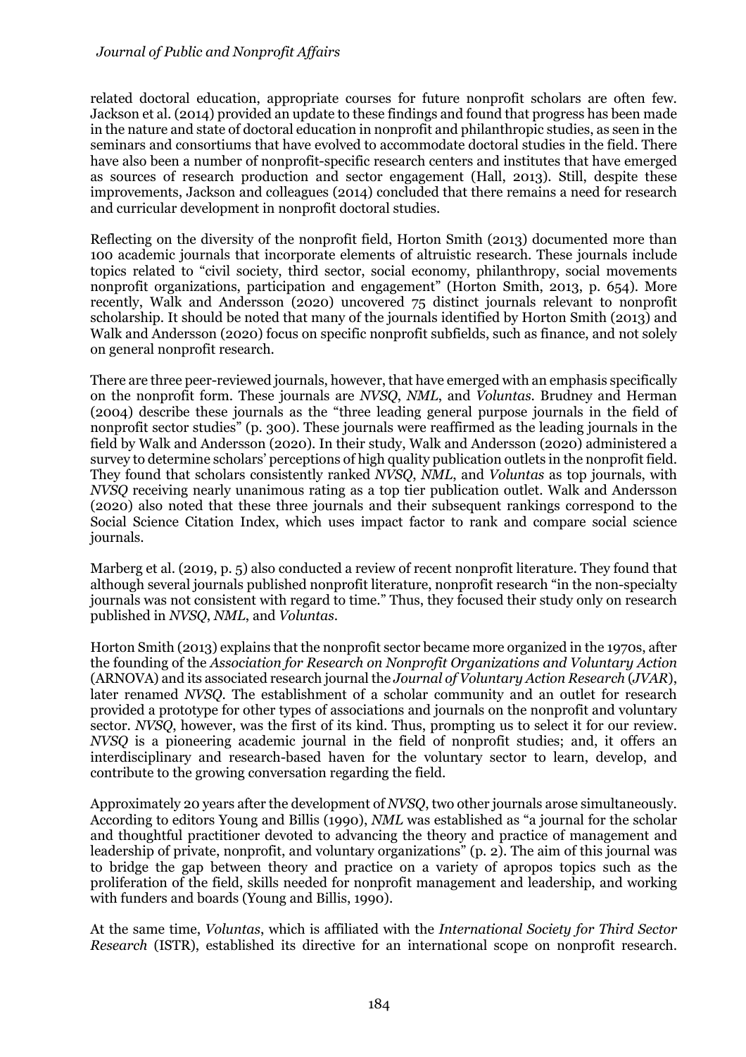related doctoral education, appropriate courses for future nonprofit scholars are often few. Jackson et al. (2014) provided an update to these findings and found that progress has been made in the nature and state of doctoral education in nonprofit and philanthropic studies, as seen in the seminars and consortiums that have evolved to accommodate doctoral studies in the field. There have also been a number of nonprofit-specific research centers and institutes that have emerged as sources of research production and sector engagement (Hall, 2013). Still, despite these improvements, Jackson and colleagues (2014) concluded that there remains a need for research and curricular development in nonprofit doctoral studies.

Reflecting on the diversity of the nonprofit field, Horton Smith (2013) documented more than 100 academic journals that incorporate elements of altruistic research. These journals include topics related to "civil society, third sector, social economy, philanthropy, social movements nonprofit organizations, participation and engagement" (Horton Smith, 2013, p. 654). More recently, Walk and Andersson (2020) uncovered 75 distinct journals relevant to nonprofit scholarship. It should be noted that many of the journals identified by Horton Smith (2013) and Walk and Andersson (2020) focus on specific nonprofit subfields, such as finance, and not solely on general nonprofit research.

There are three peer-reviewed journals, however, that have emerged with an emphasis specifically on the nonprofit form. These journals are *NVSQ*, *NML*, and *Voluntas*. Brudney and Herman (2004) describe these journals as the "three leading general purpose journals in the field of nonprofit sector studies" (p. 300). These journals were reaffirmed as the leading journals in the field by Walk and Andersson (2020). In their study, Walk and Andersson (2020) administered a survey to determine scholars' perceptions of high quality publication outlets in the nonprofit field. They found that scholars consistently ranked *NVSQ*, *NML*, and *Voluntas* as top journals, with *NVSQ* receiving nearly unanimous rating as a top tier publication outlet. Walk and Andersson (2020) also noted that these three journals and their subsequent rankings correspond to the Social Science Citation Index, which uses impact factor to rank and compare social science journals.

Marberg et al. (2019, p. 5) also conducted a review of recent nonprofit literature. They found that although several journals published nonprofit literature, nonprofit research "in the non-specialty journals was not consistent with regard to time." Thus, they focused their study only on research published in *NVSQ*, *NML*, and *Voluntas*.

Horton Smith (2013) explains that the nonprofit sector became more organized in the 1970s, after the founding of the *Association for Research on Nonprofit Organizations and Voluntary Action* (ARNOVA) and its associated research journal the *Journal of Voluntary Action Research* (*JVAR*), later renamed *NVSQ*. The establishment of a scholar community and an outlet for research provided a prototype for other types of associations and journals on the nonprofit and voluntary sector. *NVSQ*, however, was the first of its kind. Thus, prompting us to select it for our review. *NVSQ* is a pioneering academic journal in the field of nonprofit studies; and, it offers an interdisciplinary and research-based haven for the voluntary sector to learn, develop, and contribute to the growing conversation regarding the field.

Approximately 20 years after the development of *NVSQ*, two other journals arose simultaneously. According to editors Young and Billis (1990), *NML* was established as "a journal for the scholar and thoughtful practitioner devoted to advancing the theory and practice of management and leadership of private, nonprofit, and voluntary organizations" (p. 2). The aim of this journal was to bridge the gap between theory and practice on a variety of apropos topics such as the proliferation of the field, skills needed for nonprofit management and leadership, and working with funders and boards (Young and Billis, 1990).

At the same time, *Voluntas*, which is affiliated with the *International Society for Third Sector Research* (ISTR), established its directive for an international scope on nonprofit research.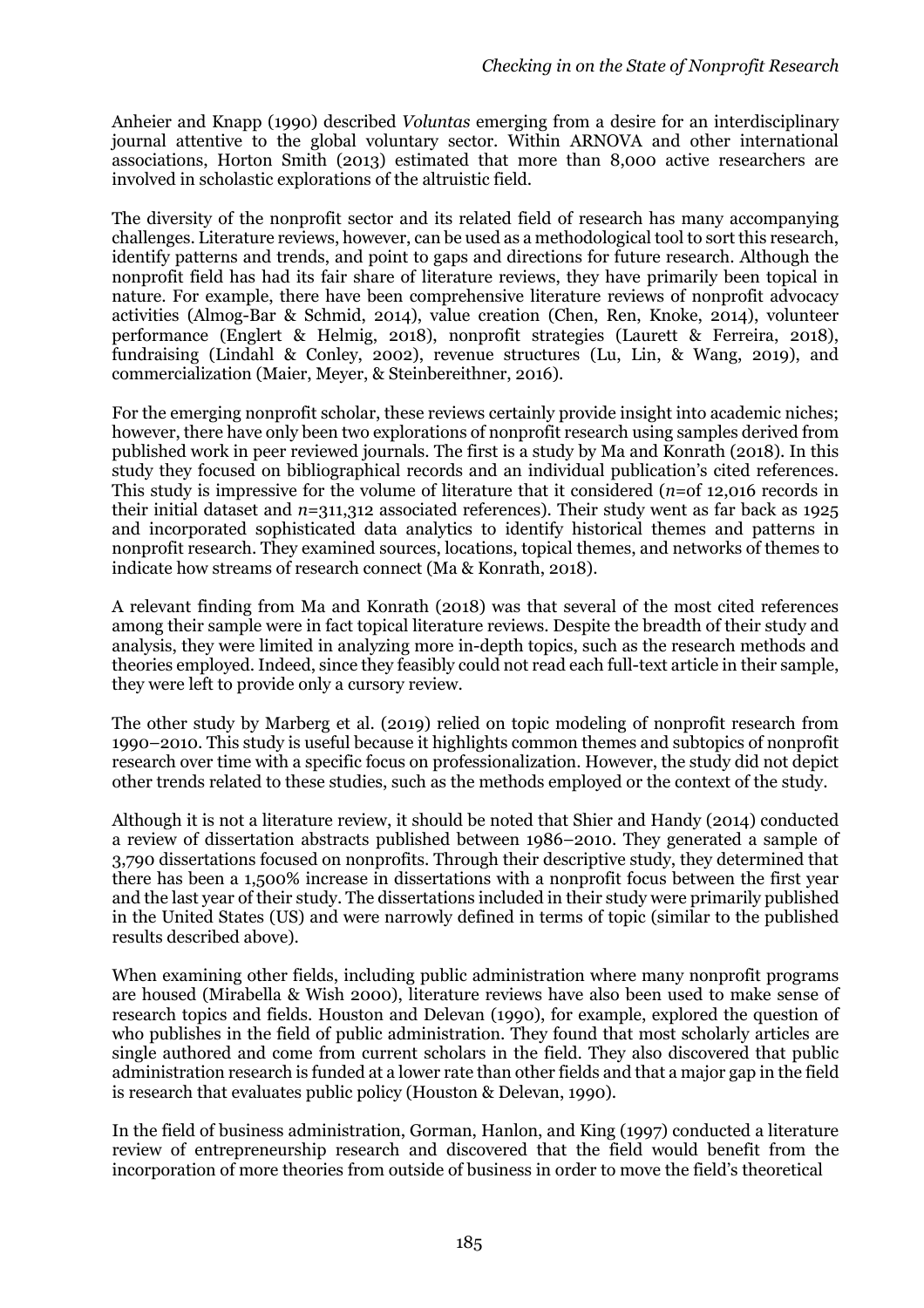Anheier and Knapp (1990) described *Voluntas* emerging from a desire for an interdisciplinary journal attentive to the global voluntary sector. Within ARNOVA and other international associations, Horton Smith (2013) estimated that more than 8,000 active researchers are involved in scholastic explorations of the altruistic field.

The diversity of the nonprofit sector and its related field of research has many accompanying challenges. Literature reviews, however, can be used as a methodological tool to sort this research, identify patterns and trends, and point to gaps and directions for future research. Although the nonprofit field has had its fair share of literature reviews, they have primarily been topical in nature. For example, there have been comprehensive literature reviews of nonprofit advocacy activities (Almog-Bar & Schmid, 2014), value creation (Chen, Ren, Knoke, 2014), volunteer performance (Englert & Helmig, 2018), nonprofit strategies (Laurett & Ferreira, 2018), fundraising (Lindahl & Conley, 2002), revenue structures (Lu, Lin, & Wang, 2019), and commercialization (Maier, Meyer, & Steinbereithner, 2016).

For the emerging nonprofit scholar, these reviews certainly provide insight into academic niches; however, there have only been two explorations of nonprofit research using samples derived from published work in peer reviewed journals. The first is a study by Ma and Konrath (2018). In this study they focused on bibliographical records and an individual publication's cited references. This study is impressive for the volume of literature that it considered (*n*=of 12,016 records in their initial dataset and *n*=311,312 associated references). Their study went as far back as 1925 and incorporated sophisticated data analytics to identify historical themes and patterns in nonprofit research. They examined sources, locations, topical themes, and networks of themes to indicate how streams of research connect (Ma & Konrath, 2018).

A relevant finding from Ma and Konrath (2018) was that several of the most cited references among their sample were in fact topical literature reviews. Despite the breadth of their study and analysis, they were limited in analyzing more in-depth topics, such as the research methods and theories employed. Indeed, since they feasibly could not read each full-text article in their sample, they were left to provide only a cursory review.

The other study by Marberg et al. (2019) relied on topic modeling of nonprofit research from 1990–2010. This study is useful because it highlights common themes and subtopics of nonprofit research over time with a specific focus on professionalization. However, the study did not depict other trends related to these studies, such as the methods employed or the context of the study.

Although it is not a literature review, it should be noted that Shier and Handy (2014) conducted a review of dissertation abstracts published between 1986–2010. They generated a sample of 3,790 dissertations focused on nonprofits. Through their descriptive study, they determined that there has been a 1,500% increase in dissertations with a nonprofit focus between the first year and the last year of their study. The dissertations included in their study were primarily published in the United States (US) and were narrowly defined in terms of topic (similar to the published results described above).

When examining other fields, including public administration where many nonprofit programs are housed (Mirabella & Wish 2000), literature reviews have also been used to make sense of research topics and fields. Houston and Delevan (1990), for example, explored the question of who publishes in the field of public administration. They found that most scholarly articles are single authored and come from current scholars in the field. They also discovered that public administration research is funded at a lower rate than other fields and that a major gap in the field is research that evaluates public policy (Houston & Delevan, 1990).

In the field of business administration, Gorman, Hanlon, and King (1997) conducted a literature review of entrepreneurship research and discovered that the field would benefit from the incorporation of more theories from outside of business in order to move the field's theoretical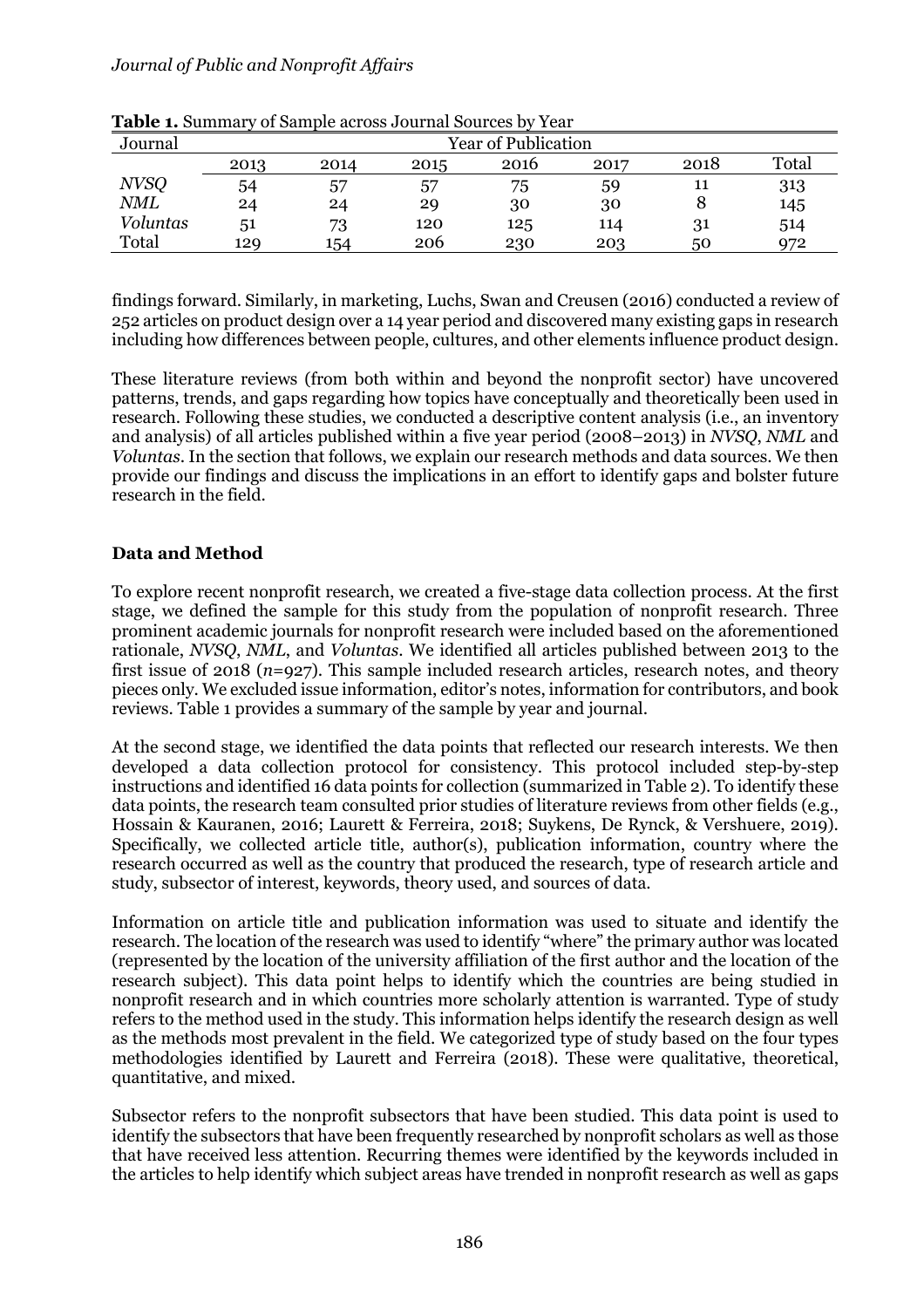**Table 1.** Summary of Sample across Journal Sources by Year

| Journal | Year of Publication | | | | | | |
|---|---|---|---|---|---|---|---|
| | 2013 | 2014 | 2015 | 2016 | 2017 | 2018 | Total |
| *NVSQ* | 54 | 57 | 57 | 75 | 59 | 11 | 313 |
| *NML* | 24 | 24 | 29 | 30 | 30 | 8 | 145 |
| *Voluntas* | 51 | 73 | 120 | 125 | 114 | 31 | 514 |
| Total | 129 | 154 | 206 | 230 | 203 | 50 | 972 |

findings forward. Similarly, in marketing, Luchs, Swan and Creusen (2016) conducted a review of 252 articles on product design over a 14 year period and discovered many existing gaps in research including how differences between people, cultures, and other elements influence product design.

These literature reviews (from both within and beyond the nonprofit sector) have uncovered patterns, trends, and gaps regarding how topics have conceptually and theoretically been used in research. Following these studies, we conducted a descriptive content analysis (i.e., an inventory and analysis) of all articles published within a five year period (2008–2013) in *NVSQ*, *NML* and *Voluntas*. In the section that follows, we explain our research methods and data sources. We then provide our findings and discuss the implications in an effort to identify gaps and bolster future research in the field.

## Data and Method

To explore recent nonprofit research, we created a five-stage data collection process. At the first stage, we defined the sample for this study from the population of nonprofit research. Three prominent academic journals for nonprofit research were included based on the aforementioned rationale, *NVSQ*, *NML*, and *Voluntas*. We identified all articles published between 2013 to the first issue of 2018 ($n$=927). This sample included research articles, research notes, and theory pieces only. We excluded issue information, editor's notes, information for contributors, and book reviews. Table 1 provides a summary of the sample by year and journal.

At the second stage, we identified the data points that reflected our research interests. We then developed a data collection protocol for consistency. This protocol included step-by-step instructions and identified 16 data points for collection (summarized in Table 2). To identify these data points, the research team consulted prior studies of literature reviews from other fields (e.g., Hossain & Kauranen, 2016; Laurett & Ferreira, 2018; Suykens, De Rynck, & Vershuere, 2019). Specifically, we collected article title, author(s), publication information, country where the research occurred as well as the country that produced the research, type of research article and study, subsector of interest, keywords, theory used, and sources of data.

Information on article title and publication information was used to situate and identify the research. The location of the research was used to identify "where" the primary author was located (represented by the location of the university affiliation of the first author and the location of the research subject). This data point helps to identify which the countries are being studied in nonprofit research and in which countries more scholarly attention is warranted. Type of study refers to the method used in the study. This information helps identify the research design as well as the methods most prevalent in the field. We categorized type of study based on the four types methodologies identified by Laurett and Ferreira (2018). These were qualitative, theoretical, quantitative, and mixed.

Subsector refers to the nonprofit subsectors that have been studied. This data point is used to identify the subsectors that have been frequently researched by nonprofit scholars as well as those that have received less attention. Recurring themes were identified by the keywords included in the articles to help identify which subject areas have trended in nonprofit research as well as gaps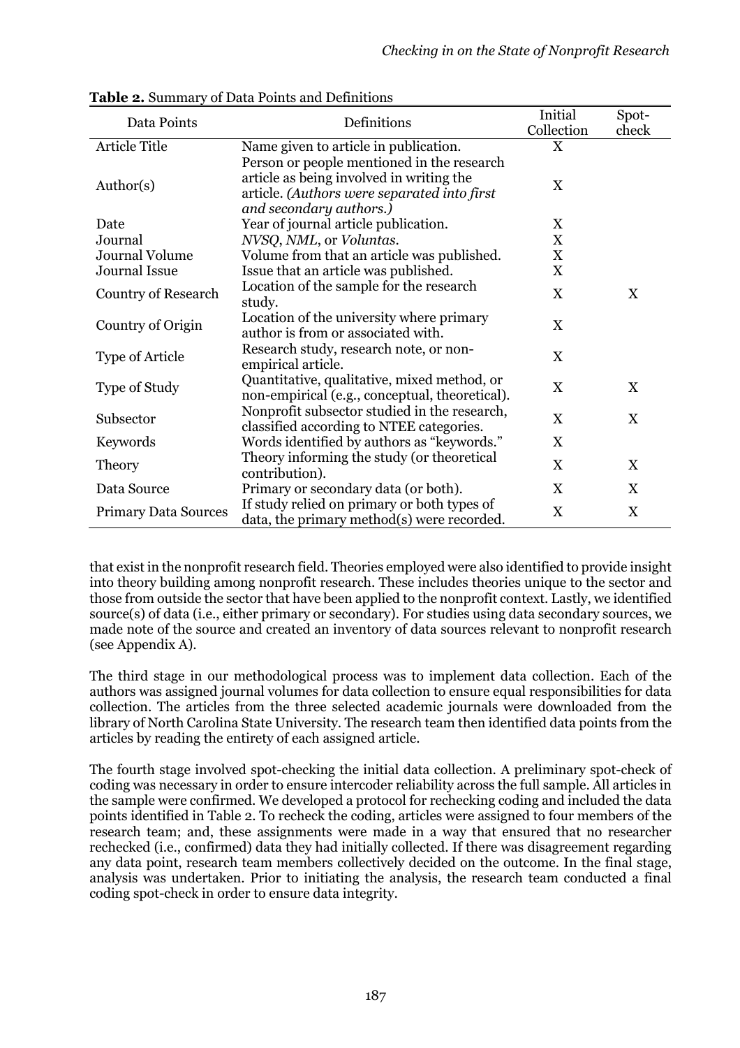**Table 2.** Summary of Data Points and Definitions

| Data Points | Definitions | Initial Collection | Spot-check |
|---|---|---|---|
| Article Title | Name given to article in publication. | X | |
| Author(s) | Person or people mentioned in the research article as being involved in writing the article. *(Authors were separated into first and secondary authors.)* | X | |
| Date | Year of journal article publication. | X | |
| Journal | *NVSQ*, *NML*, or *Voluntas*. | X | |
| Journal Volume | Volume from that an article was published. | X | |
| Journal Issue | Issue that an article was published. | X | |
| Country of Research | Location of the sample for the research study. | X | X |
| Country of Origin | Location of the university where primary author is from or associated with. | X | |
| Type of Article | Research study, research note, or non-empirical article. | X | |
| Type of Study | Quantitative, qualitative, mixed method, or non-empirical (e.g., conceptual, theoretical). | X | X |
| Subsector | Nonprofit subsector studied in the research, classified according to NTEE categories. | X | X |
| Keywords | Words identified by authors as "keywords." | X | |
| Theory | Theory informing the study (or theoretical contribution). | X | X |
| Data Source | Primary or secondary data (or both). | X | X |
| Primary Data Sources | If study relied on primary or both types of data, the primary method(s) were recorded. | X | X |

that exist in the nonprofit research field. Theories employed were also identified to provide insight into theory building among nonprofit research. These includes theories unique to the sector and those from outside the sector that have been applied to the nonprofit context. Lastly, we identified source(s) of data (i.e., either primary or secondary). For studies using data secondary sources, we made note of the source and created an inventory of data sources relevant to nonprofit research (see Appendix A).

The third stage in our methodological process was to implement data collection. Each of the authors was assigned journal volumes for data collection to ensure equal responsibilities for data collection. The articles from the three selected academic journals were downloaded from the library of North Carolina State University. The research team then identified data points from the articles by reading the entirety of each assigned article.

The fourth stage involved spot-checking the initial data collection. A preliminary spot-check of coding was necessary in order to ensure intercoder reliability across the full sample. All articles in the sample were confirmed. We developed a protocol for rechecking coding and included the data points identified in Table 2. To recheck the coding, articles were assigned to four members of the research team; and, these assignments were made in a way that ensured that no researcher rechecked (i.e., confirmed) data they had initially collected. If there was disagreement regarding any data point, research team members collectively decided on the outcome. In the final stage, analysis was undertaken. Prior to initiating the analysis, the research team conducted a final coding spot-check in order to ensure data integrity.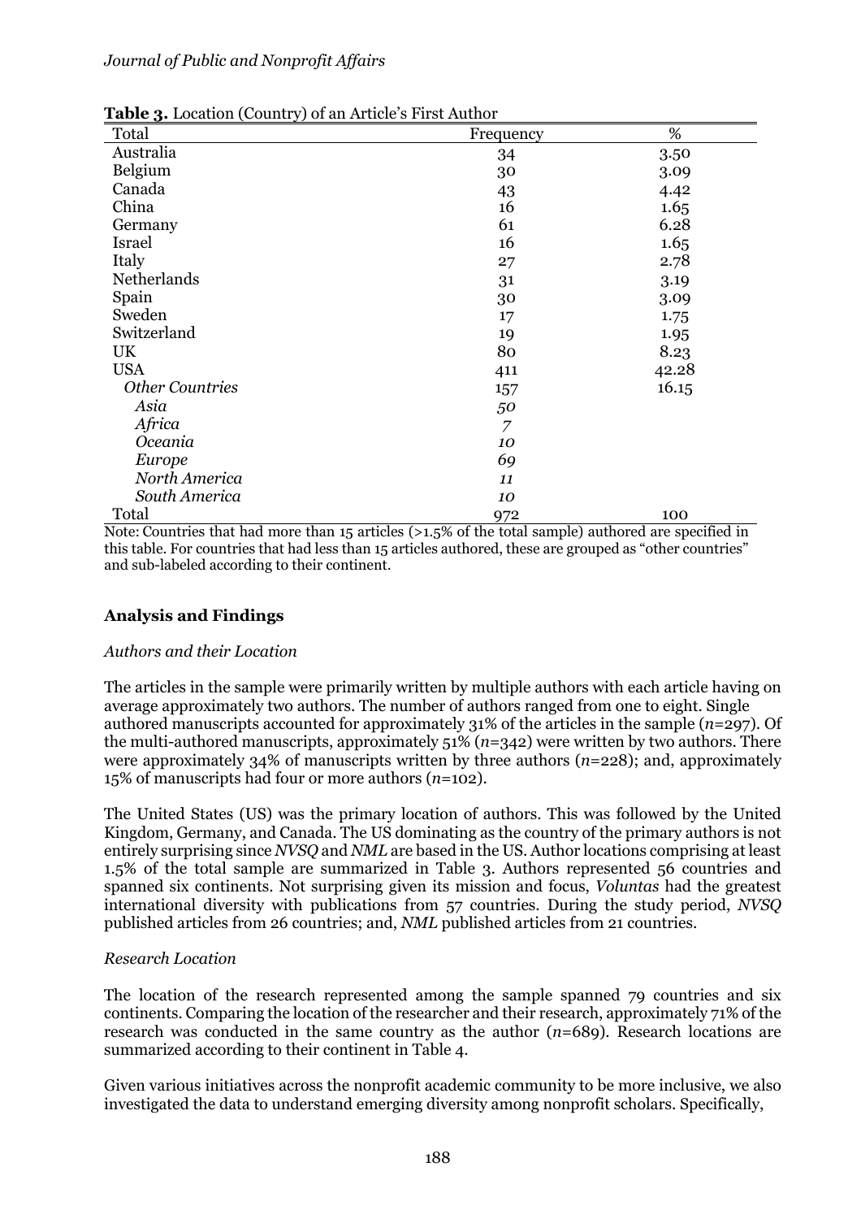**Table 3.** Location (Country) of an Article's First Author

| Total | Frequency | % |
|---|---|---|
| Australia | 34 | 3.50 |
| Belgium | 30 | 3.09 |
| Canada | 43 | 4.42 |
| China | 16 | 1.65 |
| Germany | 61 | 6.28 |
| Israel | 16 | 1.65 |
| Italy | 27 | 2.78 |
| Netherlands | 31 | 3.19 |
| Spain | 30 | 3.09 |
| Sweden | 17 | 1.75 |
| Switzerland | 19 | 1.95 |
| UK | 80 | 8.23 |
| USA | 411 | 42.28 |
| *Other Countries* | 157 | 16.15 |
| *Asia* | *50* | |
| *Africa* | *7* | |
| *Oceania* | *10* | |
| *Europe* | *69* | |
| *North America* | *11* | |
| *South America* | *10* | |
| Total | 972 | 100 |

Note: Countries that had more than 15 articles (>1.5% of the total sample) authored are specified in this table. For countries that had less than 15 articles authored, these are grouped as "other countries" and sub-labeled according to their continent.

## Analysis and Findings

### *Authors and their Location*

The articles in the sample were primarily written by multiple authors with each article having on average approximately two authors. The number of authors ranged from one to eight. Single authored manuscripts accounted for approximately 31% of the articles in the sample (*n*=297). Of the multi-authored manuscripts, approximately 51% (*n*=342) were written by two authors. There were approximately 34% of manuscripts written by three authors (*n*=228); and, approximately 15% of manuscripts had four or more authors (*n*=102).

The United States (US) was the primary location of authors. This was followed by the United Kingdom, Germany, and Canada. The US dominating as the country of the primary authors is not entirely surprising since *NVSQ* and *NML* are based in the US. Author locations comprising at least 1.5% of the total sample are summarized in Table 3. Authors represented 56 countries and spanned six continents. Not surprising given its mission and focus, *Voluntas* had the greatest international diversity with publications from 57 countries. During the study period, *NVSQ* published articles from 26 countries; and, *NML* published articles from 21 countries.

### *Research Location*

The location of the research represented among the sample spanned 79 countries and six continents. Comparing the location of the researcher and their research, approximately 71% of the research was conducted in the same country as the author (*n*=689). Research locations are summarized according to their continent in Table 4.

Given various initiatives across the nonprofit academic community to be more inclusive, we also investigated the data to understand emerging diversity among nonprofit scholars. Specifically,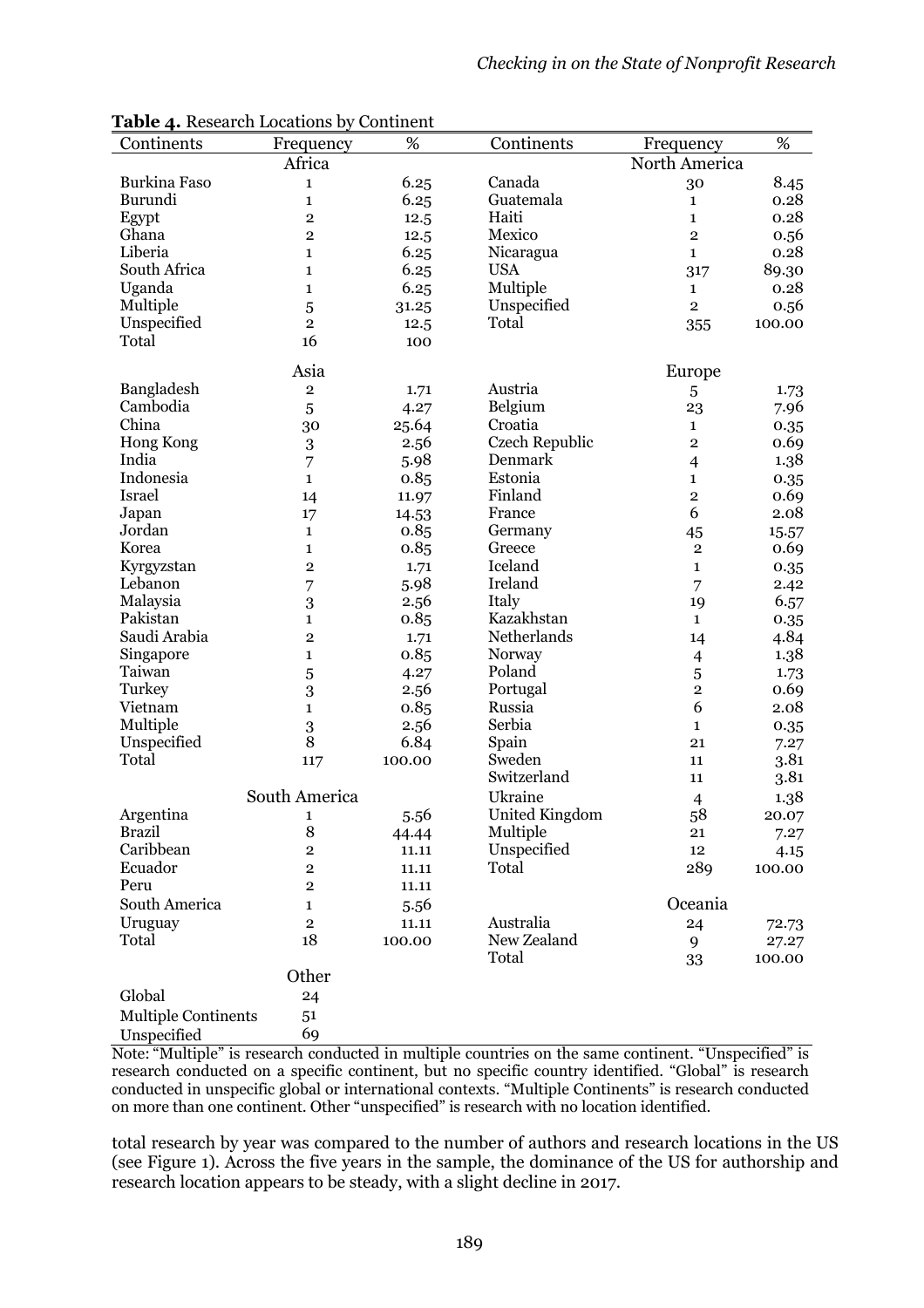**Table 4.** Research Locations by Continent

| Continents | Frequency | % | Continents | Frequency | % |
|---|---|---|---|---|---|
| | Africa | | | North America | |
| Burkina Faso | 1 | 6.25 | Canada | 30 | 8.45 |
| Burundi | 1 | 6.25 | Guatemala | 1 | 0.28 |
| Egypt | 2 | 12.5 | Haiti | 1 | 0.28 |
| Ghana | 2 | 12.5 | Mexico | 2 | 0.56 |
| Liberia | 1 | 6.25 | Nicaragua | 1 | 0.28 |
| South Africa | 1 | 6.25 | USA | 317 | 89.30 |
| Uganda | 1 | 6.25 | Multiple | 1 | 0.28 |
| Multiple | 5 | 31.25 | Unspecified | 2 | 0.56 |
| Unspecified | 2 | 12.5 | Total | 355 | 100.00 |
| Total | 16 | 100 | | | |
| | Asia | | | Europe | |
| Bangladesh | 2 | 1.71 | Austria | 5 | 1.73 |
| Cambodia | 5 | 4.27 | Belgium | 23 | 7.96 |
| China | 30 | 25.64 | Croatia | 1 | 0.35 |
| Hong Kong | 3 | 2.56 | Czech Republic | 2 | 0.69 |
| India | 7 | 5.98 | Denmark | 4 | 1.38 |
| Indonesia | 1 | 0.85 | Estonia | 1 | 0.35 |
| Israel | 14 | 11.97 | Finland | 2 | 0.69 |
| Japan | 17 | 14.53 | France | 6 | 2.08 |
| Jordan | 1 | 0.85 | Germany | 45 | 15.57 |
| Korea | 1 | 0.85 | Greece | 2 | 0.69 |
| Kyrgyzstan | 2 | 1.71 | Iceland | 1 | 0.35 |
| Lebanon | 7 | 5.98 | Ireland | 7 | 2.42 |
| Malaysia | 3 | 2.56 | Italy | 19 | 6.57 |
| Pakistan | 1 | 0.85 | Kazakhstan | 1 | 0.35 |
| Saudi Arabia | 2 | 1.71 | Netherlands | 14 | 4.84 |
| Singapore | 1 | 0.85 | Norway | 4 | 1.38 |
| Taiwan | 5 | 4.27 | Poland | 5 | 1.73 |
| Turkey | 3 | 2.56 | Portugal | 2 | 0.69 |
| Vietnam | 1 | 0.85 | Russia | 6 | 2.08 |
| Multiple | 3 | 2.56 | Serbia | 1 | 0.35 |
| Unspecified | 8 | 6.84 | Spain | 21 | 7.27 |
| Total | 117 | 100.00 | Sweden | 11 | 3.81 |
| | | | Switzerland | 11 | 3.81 |
| | South America | | Ukraine | 4 | 1.38 |
| Argentina | 1 | 5.56 | United Kingdom | 58 | 20.07 |
| Brazil | 8 | 44.44 | Multiple | 21 | 7.27 |
| Caribbean | 2 | 11.11 | Unspecified | 12 | 4.15 |
| Ecuador | 2 | 11.11 | Total | 289 | 100.00 |
| Peru | 2 | 11.11 | | | |
| South America | 1 | 5.56 | | Oceania | |
| Uruguay | 2 | 11.11 | Australia | 24 | 72.73 |
| Total | 18 | 100.00 | New Zealand | 9 | 27.27 |
| | | | Total | 33 | 100.00 |
| | Other | | | | |
| Global | 24 | | | | |
| Multiple Continents | 51 | | | | |
| Unspecified | 69 | | | | |

Note: "Multiple" is research conducted in multiple countries on the same continent. "Unspecified" is research conducted on a specific continent, but no specific country identified. "Global" is research conducted in unspecific global or international contexts. "Multiple Continents" is research conducted on more than one continent. Other "unspecified" is research with no location identified.

total research by year was compared to the number of authors and research locations in the US (see Figure 1). Across the five years in the sample, the dominance of the US for authorship and research location appears to be steady, with a slight decline in 2017.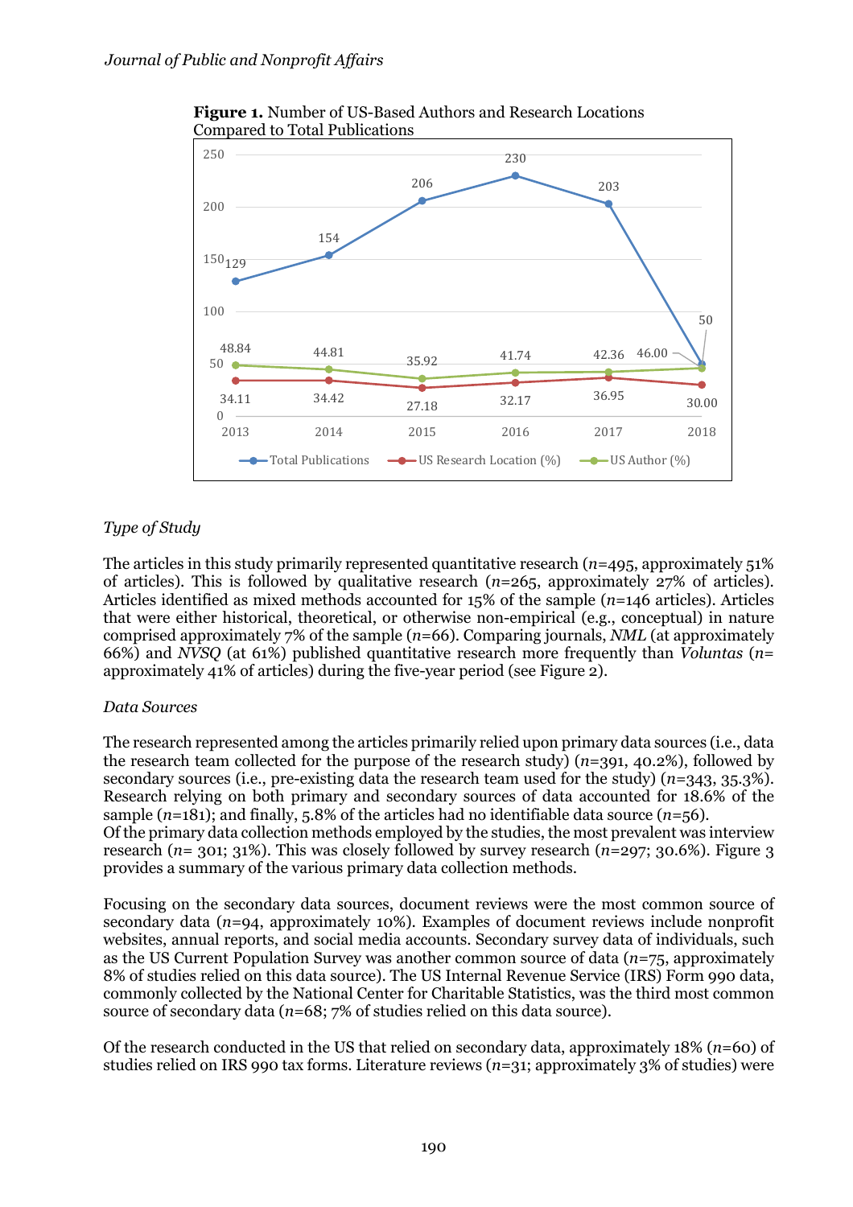**Figure 1.** Number of US-Based Authors and Research Locations Compared to Total Publications

| Year | Total Publications | US Research Location (%) | US Author (%) |
|---|---|---|---|
| 2013 | 129 | 34.11 | 48.84 |
| 2014 | 154 | 34.42 | 44.81 |
| 2015 | 206 | 27.18 | 35.92 |
| 2016 | 230 | 32.17 | 41.74 |
| 2017 | 203 | 36.95 | 42.36 |
| 2018 | 50 | 30.00 | 46.00 |

*Type of Study*

The articles in this study primarily represented quantitative research (*n*=495, approximately 51% of articles). This is followed by qualitative research (*n*=265, approximately 27% of articles). Articles identified as mixed methods accounted for 15% of the sample (*n*=146 articles). Articles that were either historical, theoretical, or otherwise non-empirical (e.g., conceptual) in nature comprised approximately 7% of the sample (*n*=66). Comparing journals, *NML* (at approximately 66%) and *NVSQ* (at 61%) published quantitative research more frequently than *Voluntas* (*n*= approximately 41% of articles) during the five-year period (see Figure 2).

*Data Sources*

The research represented among the articles primarily relied upon primary data sources (i.e., data the research team collected for the purpose of the research study) (*n*=391, 40.2%), followed by secondary sources (i.e., pre-existing data the research team used for the study) (*n*=343, 35.3%). Research relying on both primary and secondary sources of data accounted for 18.6% of the sample (*n*=181); and finally, 5.8% of the articles had no identifiable data source (*n*=56).
Of the primary data collection methods employed by the studies, the most prevalent was interview research (*n*= 301; 31%). This was closely followed by survey research (*n*=297; 30.6%). Figure 3 provides a summary of the various primary data collection methods.

Focusing on the secondary data sources, document reviews were the most common source of secondary data (*n*=94, approximately 10%). Examples of document reviews include nonprofit websites, annual reports, and social media accounts. Secondary survey data of individuals, such as the US Current Population Survey was another common source of data (*n*=75, approximately 8% of studies relied on this data source). The US Internal Revenue Service (IRS) Form 990 data, commonly collected by the National Center for Charitable Statistics, was the third most common source of secondary data (*n*=68; 7% of studies relied on this data source).

Of the research conducted in the US that relied on secondary data, approximately 18% (*n*=60) of studies relied on IRS 990 tax forms. Literature reviews (*n*=31; approximately 3% of studies) were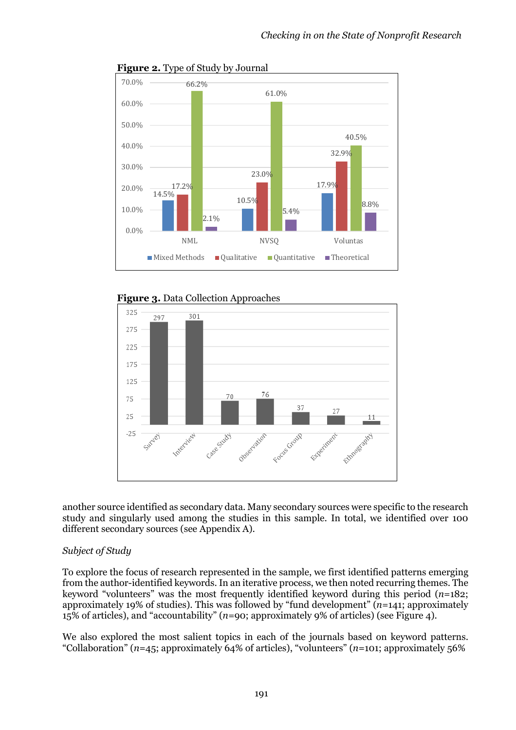**Figure 2.** Type of Study by Journal

| | Mixed Methods | Qualitative | Quantitative | Theoretical |
|---|---|---|---|---|
| NML | 14.5% | 17.2% | 66.2% | 2.1% |
| NVSQ | 10.5% | 23.0% | 61.0% | 5.4% |
| Voluntas | 17.9% | 32.9% | 40.5% | 8.8% |

**Figure 3.** Data Collection Approaches

| Survey | Interview | Case Study | Observation | Focus Group | Experiment | Ethnography |
|---|---|---|---|---|---|---|
| 297 | 301 | 70 | 76 | 37 | 27 | 11 |

another source identified as secondary data. Many secondary sources were specific to the research study and singularly used among the studies in this sample. In total, we identified over 100 different secondary sources (see Appendix A).

*Subject of Study*

To explore the focus of research represented in the sample, we first identified patterns emerging from the author-identified keywords. In an iterative process, we then noted recurring themes. The keyword "volunteers" was the most frequently identified keyword during this period (*n*=182; approximately 19% of studies). This was followed by "fund development" (*n*=141; approximately 15% of articles), and "accountability" (*n*=90; approximately 9% of articles) (see Figure 4).

We also explored the most salient topics in each of the journals based on keyword patterns. "Collaboration" (*n*=45; approximately 64% of articles), "volunteers" (*n*=101; approximately 56%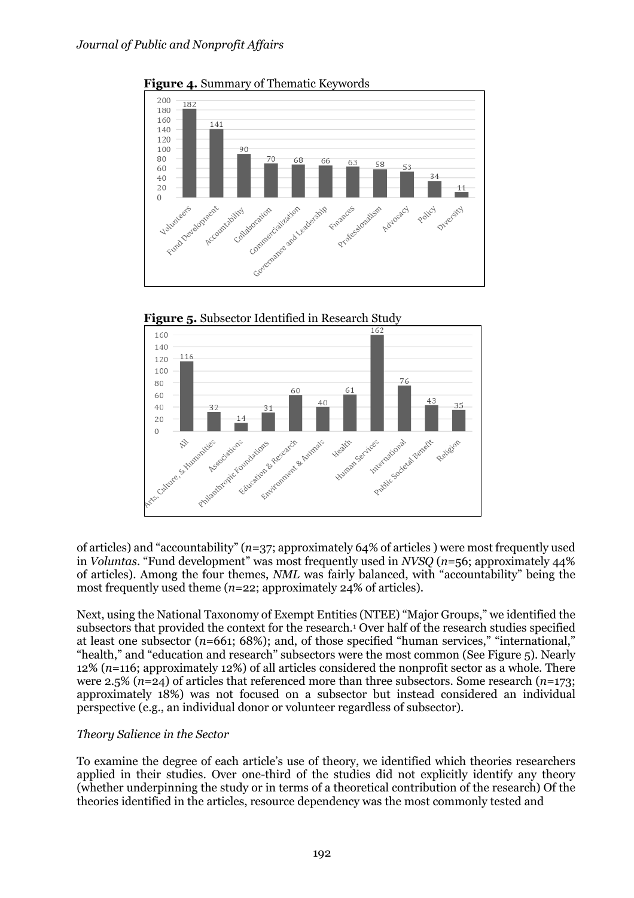**Figure 4.** Summary of Thematic Keywords

| Theme | Count |
|---|---|
| Volunteers | 182 |
| Fund Development | 141 |
| Accountability | 90 |
| Collaboration | 70 |
| Commercialization | 68 |
| Governance and Leadership | 66 |
| Finances | 63 |
| Professionalism | 58 |
| Advocacy | 53 |
| Policy | 34 |
| Diversity | 11 |

**Figure 5.** Subsector Identified in Research Study

| Subsector | Count |
|---|---|
| All | 116 |
| Arts, Culture, & Humanities | 32 |
| Associations | 14 |
| Philanthropic Foundations | 31 |
| Education & Research | 60 |
| Environment & Animals | 40 |
| Health | 61 |
| Human Services | 162 |
| International | 76 |
| Public Societal Benefit | 43 |
| Religion | 35 |

of articles) and "accountability" (*n*=37; approximately 64% of articles ) were most frequently used in *Voluntas*. "Fund development" was most frequently used in *NVSQ* (*n*=56; approximately 44% of articles). Among the four themes, *NML* was fairly balanced, with "accountability" being the most frequently used theme (*n*=22; approximately 24% of articles).

Next, using the National Taxonomy of Exempt Entities (NTEE) "Major Groups," we identified the subsectors that provided the context for the research.[1] Over half of the research studies specified at least one subsector (*n*=661; 68%); and, of those specified "human services," "international," "health," and "education and research" subsectors were the most common (See Figure 5). Nearly 12% (*n*=116; approximately 12%) of all articles considered the nonprofit sector as a whole. There were 2.5% (*n*=24) of articles that referenced more than three subsectors. Some research (*n*=173; approximately 18%) was not focused on a subsector but instead considered an individual perspective (e.g., an individual donor or volunteer regardless of subsector).

*Theory Salience in the Sector*

To examine the degree of each article's use of theory, we identified which theories researchers applied in their studies. Over one-third of the studies did not explicitly identify any theory (whether underpinning the study or in terms of a theoretical contribution of the research) Of the theories identified in the articles, resource dependency was the most commonly tested and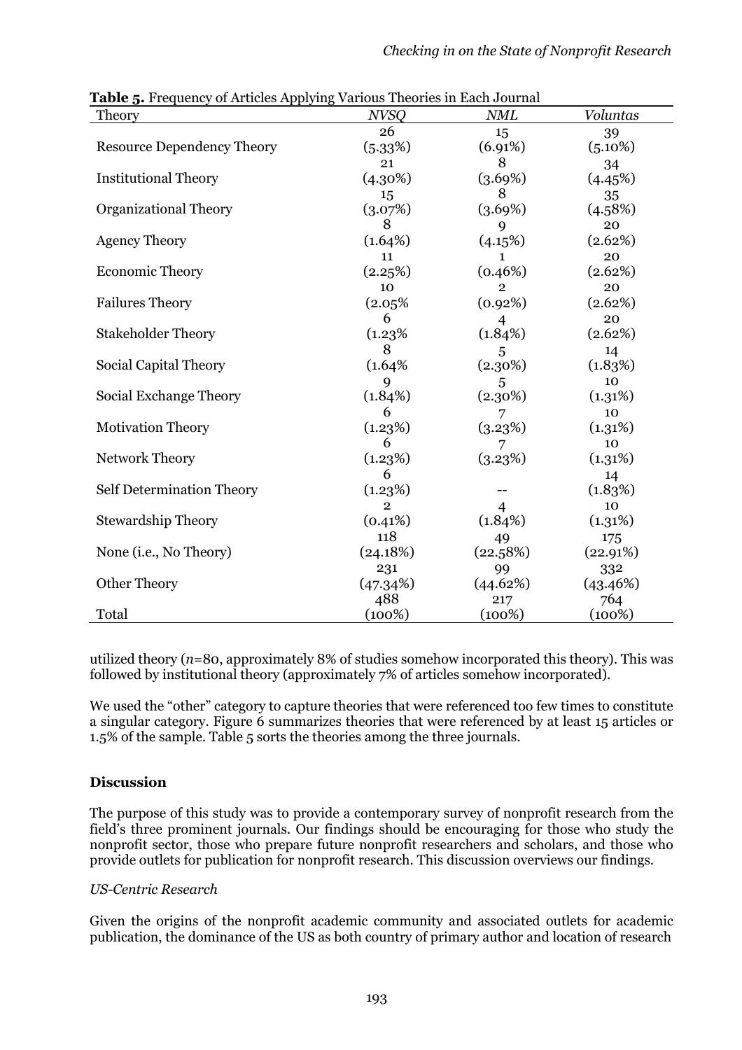**Table 5.** Frequency of Articles Applying Various Theories in Each Journal

| Theory | *NVSQ* | *NML* | *Voluntas* |
|---|---|---|---|
| Resource Dependency Theory | 26 (5.33%) | 15 (6.91%) | 39 (5.10%) |
| Institutional Theory | 21 (4.30%) | 8 (3.69%) | 34 (4.45%) |
| Organizational Theory | 15 (3.07%) | 8 (3.69%) | 35 (4.58%) |
| Agency Theory | 8 (1.64%) | 9 (4.15%) | 20 (2.62%) |
| Economic Theory | 11 (2.25%) | 1 (0.46%) | 20 (2.62%) |
| Failures Theory | 10 (2.05% | 2 (0.92%) | 20 (2.62%) |
| Stakeholder Theory | 6 (1.23% | 4 (1.84%) | 20 (2.62%) |
| Social Capital Theory | 8 (1.64% | 5 (2.30%) | 14 (1.83%) |
| Social Exchange Theory | 9 (1.84%) | 5 (2.30%) | 10 (1.31%) |
| Motivation Theory | 6 (1.23%) | 7 (3.23%) | 10 (1.31%) |
| Network Theory | 6 (1.23%) | 7 (3.23%) | 10 (1.31%) |
| Self Determination Theory | 6 (1.23%) | -- | 14 (1.83%) |
| Stewardship Theory | 2 (0.41%) | 4 (1.84%) | 10 (1.31%) |
| None (i.e., No Theory) | 118 (24.18%) | 49 (22.58%) | 175 (22.91%) |
| Other Theory | 231 (47.34%) | 99 (44.62%) | 332 (43.46%) |
| Total | 488 (100%) | 217 (100%) | 764 (100%) |

utilized theory (*n*=80, approximately 8% of studies somehow incorporated this theory). This was followed by institutional theory (approximately 7% of articles somehow incorporated).

We used the "other" category to capture theories that were referenced too few times to constitute a singular category. Figure 6 summarizes theories that were referenced by at least 15 articles or 1.5% of the sample. Table 5 sorts the theories among the three journals.

## Discussion

The purpose of this study was to provide a contemporary survey of nonprofit research from the field's three prominent journals. Our findings should be encouraging for those who study the nonprofit sector, those who prepare future nonprofit researchers and scholars, and those who provide outlets for publication for nonprofit research. This discussion overviews our findings.

### *US-Centric Research*

Given the origins of the nonprofit academic community and associated outlets for academic publication, the dominance of the US as both country of primary author and location of research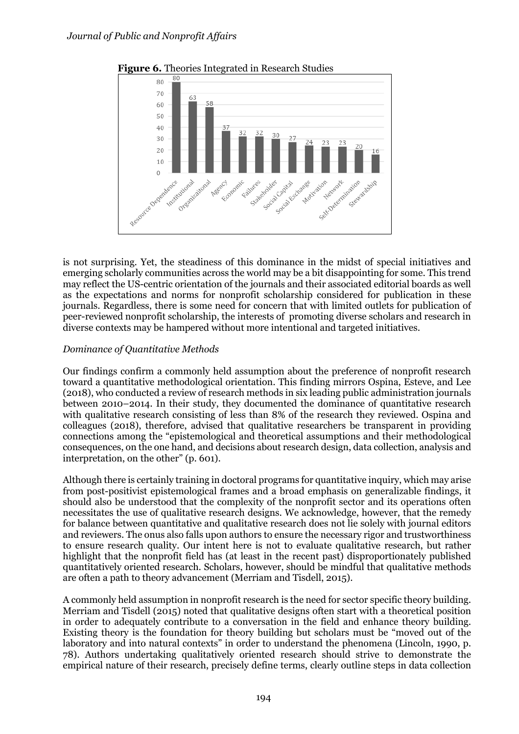**Figure 6.** Theories Integrated in Research Studies

is not surprising. Yet, the steadiness of this dominance in the midst of special initiatives and emerging scholarly communities across the world may be a bit disappointing for some. This trend may reflect the US-centric orientation of the journals and their associated editorial boards as well as the expectations and norms for nonprofit scholarship considered for publication in these journals. Regardless, there is some need for concern that with limited outlets for publication of peer-reviewed nonprofit scholarship, the interests of promoting diverse scholars and research in diverse contexts may be hampered without more intentional and targeted initiatives.

*Dominance of Quantitative Methods*

Our findings confirm a commonly held assumption about the preference of nonprofit research toward a quantitative methodological orientation. This finding mirrors Ospina, Esteve, and Lee (2018), who conducted a review of research methods in six leading public administration journals between 2010–2014. In their study, they documented the dominance of quantitative research with qualitative research consisting of less than 8% of the research they reviewed. Ospina and colleagues (2018), therefore, advised that qualitative researchers be transparent in providing connections among the "epistemological and theoretical assumptions and their methodological consequences, on the one hand, and decisions about research design, data collection, analysis and interpretation, on the other" (p. 601).

Although there is certainly training in doctoral programs for quantitative inquiry, which may arise from post-positivist epistemological frames and a broad emphasis on generalizable findings, it should also be understood that the complexity of the nonprofit sector and its operations often necessitates the use of qualitative research designs. We acknowledge, however, that the remedy for balance between quantitative and qualitative research does not lie solely with journal editors and reviewers. The onus also falls upon authors to ensure the necessary rigor and trustworthiness to ensure research quality. Our intent here is not to evaluate qualitative research, but rather highlight that the nonprofit field has (at least in the recent past) disproportionately published quantitatively oriented research. Scholars, however, should be mindful that qualitative methods are often a path to theory advancement (Merriam and Tisdell, 2015).

A commonly held assumption in nonprofit research is the need for sector specific theory building. Merriam and Tisdell (2015) noted that qualitative designs often start with a theoretical position in order to adequately contribute to a conversation in the field and enhance theory building. Existing theory is the foundation for theory building but scholars must be "moved out of the laboratory and into natural contexts" in order to understand the phenomena (Lincoln, 1990, p. 78). Authors undertaking qualitatively oriented research should strive to demonstrate the empirical nature of their research, precisely define terms, clearly outline steps in data collection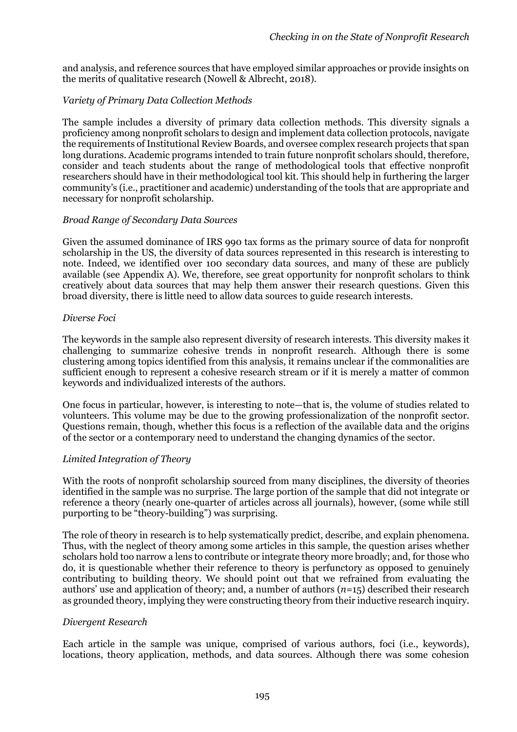and analysis, and reference sources that have employed similar approaches or provide insights on the merits of qualitative research (Nowell & Albrecht, 2018).

### *Variety of Primary Data Collection Methods*

The sample includes a diversity of primary data collection methods. This diversity signals a proficiency among nonprofit scholars to design and implement data collection protocols, navigate the requirements of Institutional Review Boards, and oversee complex research projects that span long durations. Academic programs intended to train future nonprofit scholars should, therefore, consider and teach students about the range of methodological tools that effective nonprofit researchers should have in their methodological tool kit. This should help in furthering the larger community's (i.e., practitioner and academic) understanding of the tools that are appropriate and necessary for nonprofit scholarship.

### *Broad Range of Secondary Data Sources*

Given the assumed dominance of IRS 990 tax forms as the primary source of data for nonprofit scholarship in the US, the diversity of data sources represented in this research is interesting to note. Indeed, we identified over 100 secondary data sources, and many of these are publicly available (see Appendix A). We, therefore, see great opportunity for nonprofit scholars to think creatively about data sources that may help them answer their research questions. Given this broad diversity, there is little need to allow data sources to guide research interests.

### *Diverse Foci*

The keywords in the sample also represent diversity of research interests. This diversity makes it challenging to summarize cohesive trends in nonprofit research. Although there is some clustering among topics identified from this analysis, it remains unclear if the commonalities are sufficient enough to represent a cohesive research stream or if it is merely a matter of common keywords and individualized interests of the authors.

One focus in particular, however, is interesting to note—that is, the volume of studies related to volunteers. This volume may be due to the growing professionalization of the nonprofit sector. Questions remain, though, whether this focus is a reflection of the available data and the origins of the sector or a contemporary need to understand the changing dynamics of the sector.

### *Limited Integration of Theory*

With the roots of nonprofit scholarship sourced from many disciplines, the diversity of theories identified in the sample was no surprise. The large portion of the sample that did not integrate or reference a theory (nearly one-quarter of articles across all journals), however, (some while still purporting to be "theory-building") was surprising.

The role of theory in research is to help systematically predict, describe, and explain phenomena. Thus, with the neglect of theory among some articles in this sample, the question arises whether scholars hold too narrow a lens to contribute or integrate theory more broadly; and, for those who do, it is questionable whether their reference to theory is perfunctory as opposed to genuinely contributing to building theory. We should point out that we refrained from evaluating the authors' use and application of theory; and, a number of authors ($n$=15) described their research as grounded theory, implying they were constructing theory from their inductive research inquiry.

### *Divergent Research*

Each article in the sample was unique, comprised of various authors, foci (i.e., keywords), locations, theory application, methods, and data sources. Although there was some cohesion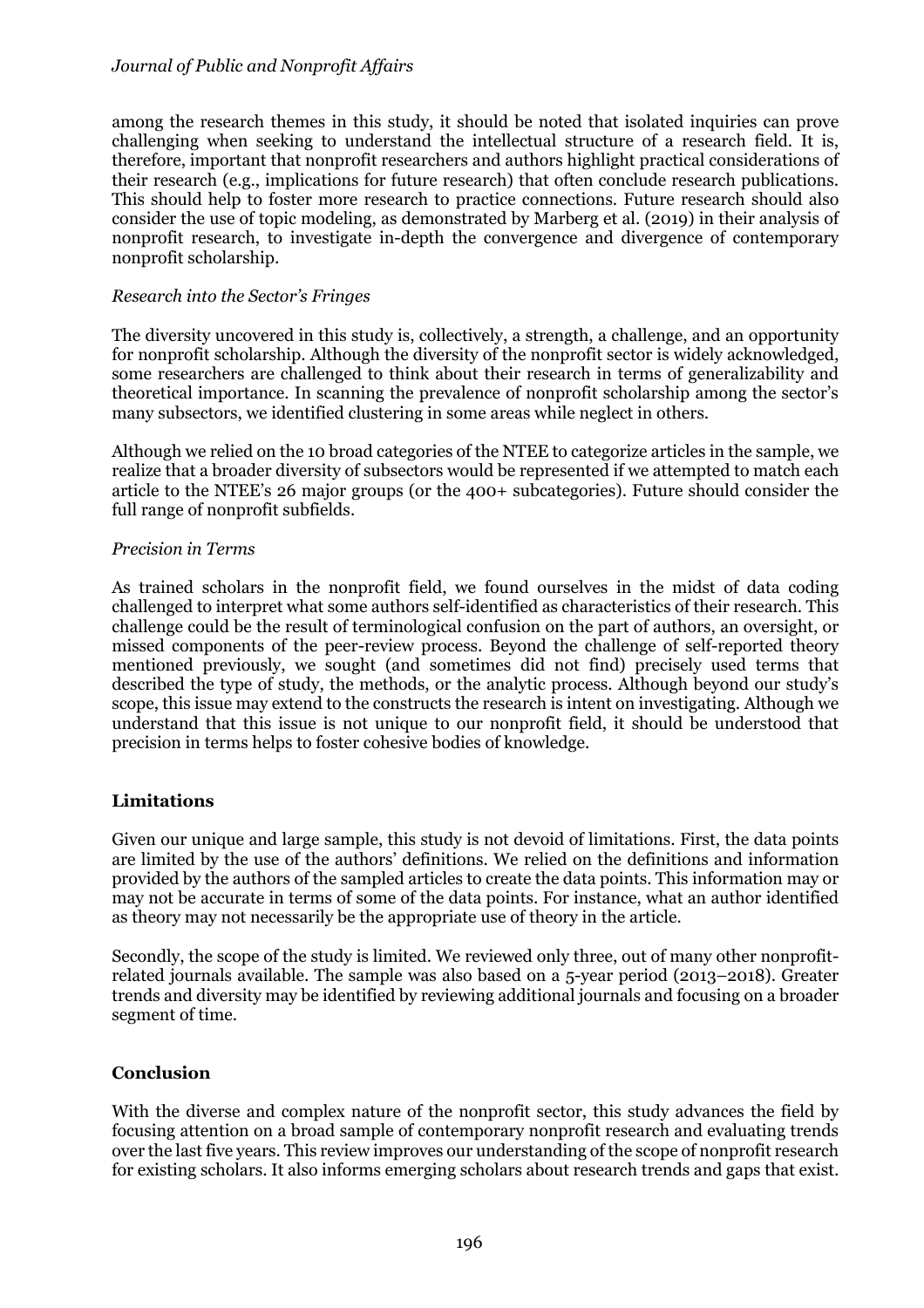among the research themes in this study, it should be noted that isolated inquiries can prove challenging when seeking to understand the intellectual structure of a research field. It is, therefore, important that nonprofit researchers and authors highlight practical considerations of their research (e.g., implications for future research) that often conclude research publications. This should help to foster more research to practice connections. Future research should also consider the use of topic modeling, as demonstrated by Marberg et al. (2019) in their analysis of nonprofit research, to investigate in-depth the convergence and divergence of contemporary nonprofit scholarship.

*Research into the Sector's Fringes*

The diversity uncovered in this study is, collectively, a strength, a challenge, and an opportunity for nonprofit scholarship. Although the diversity of the nonprofit sector is widely acknowledged, some researchers are challenged to think about their research in terms of generalizability and theoretical importance. In scanning the prevalence of nonprofit scholarship among the sector's many subsectors, we identified clustering in some areas while neglect in others.

Although we relied on the 10 broad categories of the NTEE to categorize articles in the sample, we realize that a broader diversity of subsectors would be represented if we attempted to match each article to the NTEE's 26 major groups (or the 400+ subcategories). Future should consider the full range of nonprofit subfields.

*Precision in Terms*

As trained scholars in the nonprofit field, we found ourselves in the midst of data coding challenged to interpret what some authors self-identified as characteristics of their research. This challenge could be the result of terminological confusion on the part of authors, an oversight, or missed components of the peer-review process. Beyond the challenge of self-reported theory mentioned previously, we sought (and sometimes did not find) precisely used terms that described the type of study, the methods, or the analytic process. Although beyond our study's scope, this issue may extend to the constructs the research is intent on investigating. Although we understand that this issue is not unique to our nonprofit field, it should be understood that precision in terms helps to foster cohesive bodies of knowledge.

## Limitations

Given our unique and large sample, this study is not devoid of limitations. First, the data points are limited by the use of the authors' definitions. We relied on the definitions and information provided by the authors of the sampled articles to create the data points. This information may or may not be accurate in terms of some of the data points. For instance, what an author identified as theory may not necessarily be the appropriate use of theory in the article.

Secondly, the scope of the study is limited. We reviewed only three, out of many other nonprofit-related journals available. The sample was also based on a 5-year period (2013–2018). Greater trends and diversity may be identified by reviewing additional journals and focusing on a broader segment of time.

## Conclusion

With the diverse and complex nature of the nonprofit sector, this study advances the field by focusing attention on a broad sample of contemporary nonprofit research and evaluating trends over the last five years. This review improves our understanding of the scope of nonprofit research for existing scholars. It also informs emerging scholars about research trends and gaps that exist.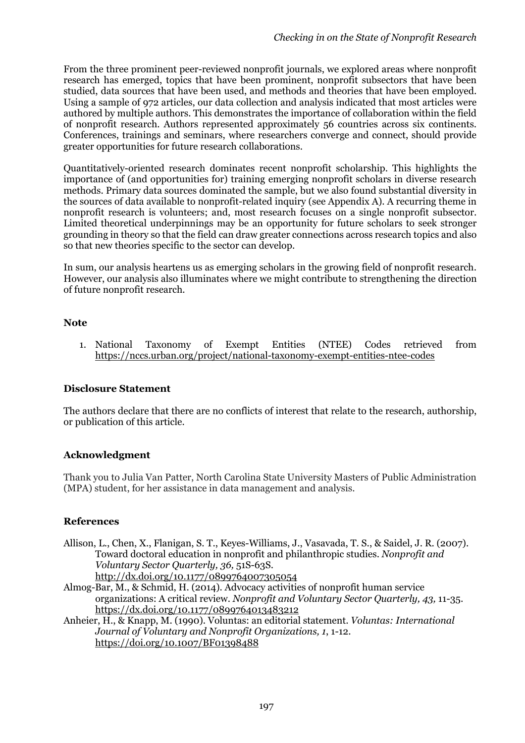From the three prominent peer-reviewed nonprofit journals, we explored areas where nonprofit research has emerged, topics that have been prominent, nonprofit subsectors that have been studied, data sources that have been used, and methods and theories that have been employed. Using a sample of 972 articles, our data collection and analysis indicated that most articles were authored by multiple authors. This demonstrates the importance of collaboration within the field of nonprofit research. Authors represented approximately 56 countries across six continents. Conferences, trainings and seminars, where researchers converge and connect, should provide greater opportunities for future research collaborations.

Quantitatively-oriented research dominates recent nonprofit scholarship. This highlights the importance of (and opportunities for) training emerging nonprofit scholars in diverse research methods. Primary data sources dominated the sample, but we also found substantial diversity in the sources of data available to nonprofit-related inquiry (see Appendix A). A recurring theme in nonprofit research is volunteers; and, most research focuses on a single nonprofit subsector. Limited theoretical underpinnings may be an opportunity for future scholars to seek stronger grounding in theory so that the field can draw greater connections across research topics and also so that new theories specific to the sector can develop.

In sum, our analysis heartens us as emerging scholars in the growing field of nonprofit research. However, our analysis also illuminates where we might contribute to strengthening the direction of future nonprofit research.

### Note

1. National Taxonomy of Exempt Entities (NTEE) Codes retrieved from https://nccs.urban.org/project/national-taxonomy-exempt-entities-ntee-codes

### Disclosure Statement

The authors declare that there are no conflicts of interest that relate to the research, authorship, or publication of this article.

### Acknowledgment

Thank you to Julia Van Patter, North Carolina State University Masters of Public Administration (MPA) student, for her assistance in data management and analysis.

### References

Allison, L., Chen, X., Flanigan, S. T., Keyes-Williams, J., Vasavada, T. S., & Saidel, J. R. (2007). Toward doctoral education in nonprofit and philanthropic studies. *Nonprofit and Voluntary Sector Quarterly, 36,* 51S-63S. http://dx.doi.org/10.1177/0899764007305054

Almog-Bar, M., & Schmid, H. (2014). Advocacy activities of nonprofit human service organizations: A critical review. *Nonprofit and Voluntary Sector Quarterly, 43,* 11-35. https://dx.doi.org/10.1177/0899764013483212

Anheier, H., & Knapp, M. (1990). Voluntas: an editorial statement. *Voluntas: International Journal of Voluntary and Nonprofit Organizations, 1*, 1-12. https://doi.org/10.1007/BF01398488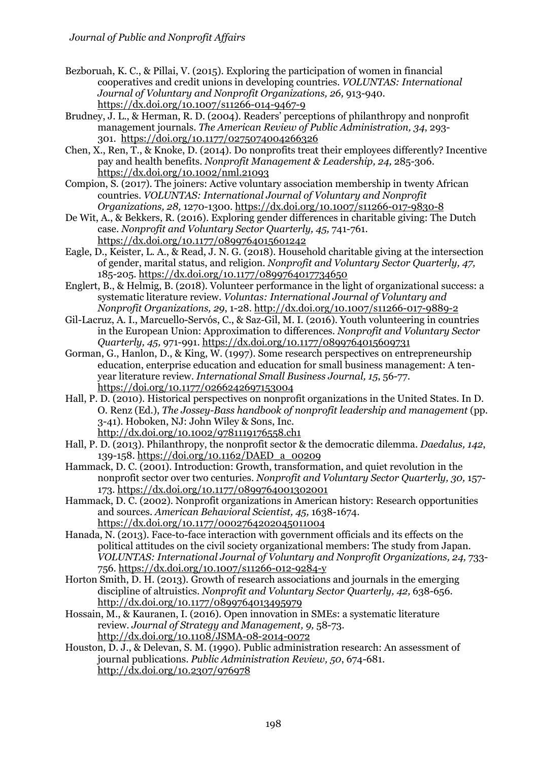Bezboruah, K. C., & Pillai, V. (2015). Exploring the participation of women in financial cooperatives and credit unions in developing countries. *VOLUNTAS: International Journal of Voluntary and Nonprofit Organizations, 26,* 913-940. https://dx.doi.org/10.1007/s11266-014-9467-9

Brudney, J. L., & Herman, R. D. (2004). Readers' perceptions of philanthropy and nonprofit management journals. *The American Review of Public Administration, 34*, 293-301. https://doi.org/10.1177/0275074004266326

Chen, X., Ren, T., & Knoke, D. (2014). Do nonprofits treat their employees differently? Incentive pay and health benefits. *Nonprofit Management & Leadership, 24,* 285-306. https://dx.doi.org/10.1002/nml.21093

Compion, S. (2017). The joiners: Active voluntary association membership in twenty African countries. *VOLUNTAS: International Journal of Voluntary and Nonprofit Organizations, 28,* 1270-1300. https://dx.doi.org/10.1007/s11266-017-9830-8

De Wit, A., & Bekkers, R. (2016). Exploring gender differences in charitable giving: The Dutch case. *Nonprofit and Voluntary Sector Quarterly, 45,* 741-761. https://dx.doi.org/10.1177/0899764015601242

Eagle, D., Keister, L. A., & Read, J. N. G. (2018). Household charitable giving at the intersection of gender, marital status, and religion. *Nonprofit and Voluntary Sector Quarterly, 47,* 185-205. https://dx.doi.org/10.1177/0899764017734650

Englert, B., & Helmig, B. (2018). Volunteer performance in the light of organizational success: a systematic literature review. *Voluntas: International Journal of Voluntary and Nonprofit Organizations, 29*, 1-28. http://dx.doi.org/10.1007/s11266-017-9889-2

Gil-Lacruz, A. I., Marcuello-Servós, C., & Saz-Gil, M. I. (2016). Youth volunteering in countries in the European Union: Approximation to differences. *Nonprofit and Voluntary Sector Quarterly, 45,* 971-991. https://dx.doi.org/10.1177/0899764015609731

Gorman, G., Hanlon, D., & King, W. (1997). Some research perspectives on entrepreneurship education, enterprise education and education for small business management: A ten-year literature review. *International Small Business Journal, 15*, 56-77. https://doi.org/10.1177/0266242697153004

Hall, P. D. (2010). Historical perspectives on nonprofit organizations in the United States. In D. O. Renz (Ed.), *The Jossey-Bass handbook of nonprofit leadership and management* (pp. 3-41). Hoboken, NJ: John Wiley & Sons, Inc. http://dx.doi.org/10.1002/9781119176558.ch1

Hall, P. D. (2013). Philanthropy, the nonprofit sector & the democratic dilemma. *Daedalus, 142*, 139-158. https://doi.org/10.1162/DAED_a_00209

Hammack, D. C. (2001). Introduction: Growth, transformation, and quiet revolution in the nonprofit sector over two centuries. *Nonprofit and Voluntary Sector Quarterly, 30,* 157-173. https://dx.doi.org/10.1177/0899764001302001

Hammack, D. C. (2002). Nonprofit organizations in American history: Research opportunities and sources. *American Behavioral Scientist, 45,* 1638-1674. https://dx.doi.org/10.1177/0002764202045011004

Hanada, N. (2013). Face-to-face interaction with government officials and its effects on the political attitudes on the civil society organizational members: The study from Japan. *VOLUNTAS: International Journal of Voluntary and Nonprofit Organizations, 24,* 733-756. https://dx.doi.org/10.1007/s11266-012-9284-y

Horton Smith, D. H. (2013). Growth of research associations and journals in the emerging discipline of altruistics. *Nonprofit and Voluntary Sector Quarterly, 42,* 638-656. http://dx.doi.org/10.1177/0899764013495979

Hossain, M., & Kauranen, I. (2016). Open innovation in SMEs: a systematic literature review. *Journal of Strategy and Management, 9,* 58-73. http://dx.doi.org/10.1108/JSMA-08-2014-0072

Houston, D. J., & Delevan, S. M. (1990). Public administration research: An assessment of journal publications. *Public Administration Review, 50*, 674-681. http://dx.doi.org/10.2307/976978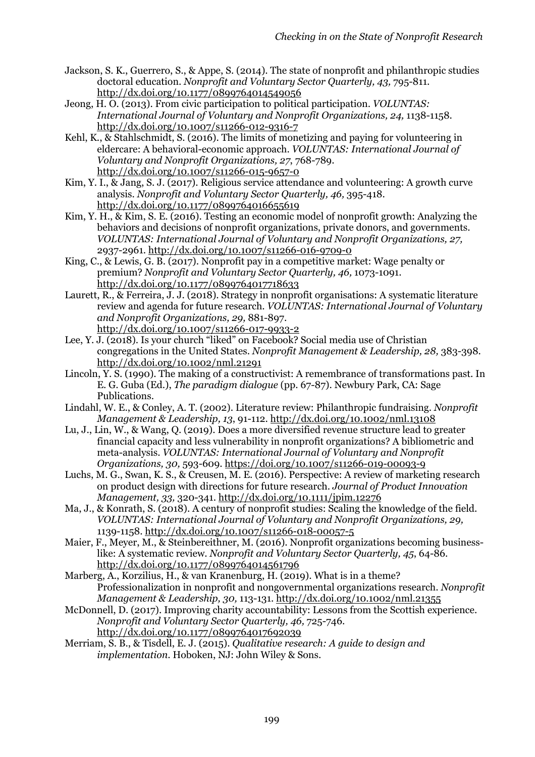Jackson, S. K., Guerrero, S., & Appe, S. (2014). The state of nonprofit and philanthropic studies doctoral education. *Nonprofit and Voluntary Sector Quarterly, 43,* 795-811. http://dx.doi.org/10.1177/0899764014549056

Jeong, H. O. (2013). From civic participation to political participation. *VOLUNTAS: International Journal of Voluntary and Nonprofit Organizations, 24,* 1138-1158. http://dx.doi.org/10.1007/s11266-012-9316-7

Kehl, K., & Stahlschmidt, S. (2016). The limits of monetizing and paying for volunteering in eldercare: A behavioral-economic approach. *VOLUNTAS: International Journal of Voluntary and Nonprofit Organizations, 27*, 768-789. http://dx.doi.org/10.1007/s11266-015-9657-0

Kim, Y. I., & Jang, S. J. (2017). Religious service attendance and volunteering: A growth curve analysis. *Nonprofit and Voluntary Sector Quarterly, 46,* 395-418. http://dx.doi.org/10.1177/0899764016655619

Kim, Y. H., & Kim, S. E. (2016). Testing an economic model of nonprofit growth: Analyzing the behaviors and decisions of nonprofit organizations, private donors, and governments. *VOLUNTAS: International Journal of Voluntary and Nonprofit Organizations, 27,* 2937-2961. http://dx.doi.org/10.1007/s11266-016-9709-0

King, C., & Lewis, G. B. (2017). Nonprofit pay in a competitive market: Wage penalty or premium? *Nonprofit and Voluntary Sector Quarterly, 46,* 1073-1091. http://dx.doi.org/10.1177/0899764017718633

Laurett, R., & Ferreira, J. J. (2018). Strategy in nonprofit organisations: A systematic literature review and agenda for future research. *VOLUNTAS: International Journal of Voluntary and Nonprofit Organizations, 29,* 881-897. http://dx.doi.org/10.1007/s11266-017-9933-2

Lee, Y. J. (2018). Is your church "liked" on Facebook? Social media use of Christian congregations in the United States. *Nonprofit Management & Leadership, 28,* 383-398. http://dx.doi.org/10.1002/nml.21291

Lincoln, Y. S. (1990). The making of a constructivist: A remembrance of transformations past. In E. G. Guba (Ed.), *The paradigm dialogue* (pp. 67-87). Newbury Park, CA: Sage Publications.

Lindahl, W. E., & Conley, A. T. (2002). Literature review: Philanthropic fundraising. *Nonprofit Management & Leadership, 13*, 91-112. http://dx.doi.org/10.1002/nml.13108

Lu, J., Lin, W., & Wang, Q. (2019). Does a more diversified revenue structure lead to greater financial capacity and less vulnerability in nonprofit organizations? A bibliometric and meta-analysis. *VOLUNTAS: International Journal of Voluntary and Nonprofit Organizations, 30,* 593-609. https://doi.org/10.1007/s11266-019-00093-9

Luchs, M. G., Swan, K. S., & Creusen, M. E. (2016). Perspective: A review of marketing research on product design with directions for future research. *Journal of Product Innovation Management, 33,* 320-341. http://dx.doi.org/10.1111/jpim.12276

Ma, J., & Konrath, S. (2018). A century of nonprofit studies: Scaling the knowledge of the field. *VOLUNTAS: International Journal of Voluntary and Nonprofit Organizations, 29,* 1139-1158. http://dx.doi.org/10.1007/s11266-018-00057-5

Maier, F., Meyer, M., & Steinbereithner, M. (2016). Nonprofit organizations becoming business-like: A systematic review. *Nonprofit and Voluntary Sector Quarterly, 45*, 64-86. http://dx.doi.org/10.1177/0899764014561796

Marberg, A., Korzilius, H., & van Kranenburg, H. (2019). What is in a theme? Professionalization in nonprofit and nongovernmental organizations research. *Nonprofit Management & Leadership, 30,* 113-131. http://dx.doi.org/10.1002/nml.21355

McDonnell, D. (2017). Improving charity accountability: Lessons from the Scottish experience. *Nonprofit and Voluntary Sector Quarterly, 46,* 725-746. http://dx.doi.org/10.1177/0899764017692039

Merriam, S. B., & Tisdell, E. J. (2015). *Qualitative research: A guide to design and implementation.* Hoboken, NJ: John Wiley & Sons.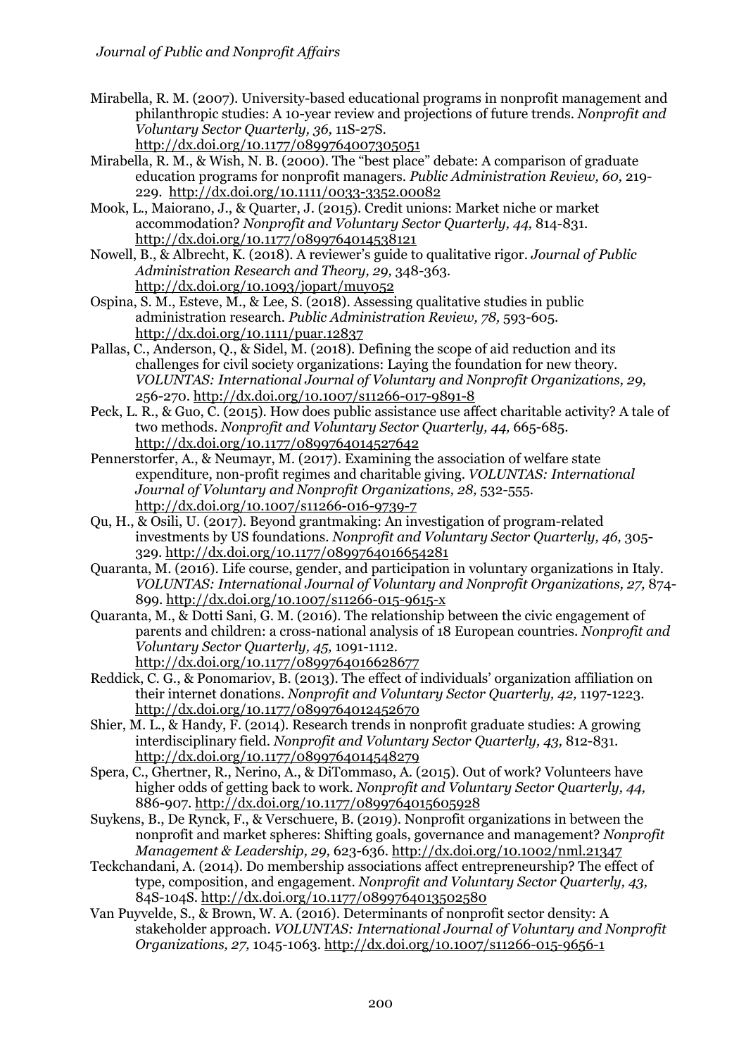Mirabella, R. M. (2007). University-based educational programs in nonprofit management and philanthropic studies: A 10-year review and projections of future trends. *Nonprofit and Voluntary Sector Quarterly, 36,* 11S-27S. http://dx.doi.org/10.1177/0899764007305051

Mirabella, R. M., & Wish, N. B. (2000). The "best place" debate: A comparison of graduate education programs for nonprofit managers. *Public Administration Review, 60,* 219-229. http://dx.doi.org/10.1111/0033-3352.00082

Mook, L., Maiorano, J., & Quarter, J. (2015). Credit unions: Market niche or market accommodation? *Nonprofit and Voluntary Sector Quarterly, 44,* 814-831. http://dx.doi.org/10.1177/0899764014538121

Nowell, B., & Albrecht, K. (2018). A reviewer's guide to qualitative rigor. *Journal of Public Administration Research and Theory, 29,* 348-363. http://dx.doi.org/10.1093/jopart/muy052

Ospina, S. M., Esteve, M., & Lee, S. (2018). Assessing qualitative studies in public administration research. *Public Administration Review, 78,* 593-605. http://dx.doi.org/10.1111/puar.12837

Pallas, C., Anderson, Q., & Sidel, M. (2018). Defining the scope of aid reduction and its challenges for civil society organizations: Laying the foundation for new theory. *VOLUNTAS: International Journal of Voluntary and Nonprofit Organizations, 29,* 256-270. http://dx.doi.org/10.1007/s11266-017-9891-8

Peck, L. R., & Guo, C. (2015). How does public assistance use affect charitable activity? A tale of two methods. *Nonprofit and Voluntary Sector Quarterly, 44,* 665-685. http://dx.doi.org/10.1177/0899764014527642

Pennerstorfer, A., & Neumayr, M. (2017). Examining the association of welfare state expenditure, non-profit regimes and charitable giving. *VOLUNTAS: International Journal of Voluntary and Nonprofit Organizations, 28,* 532-555. http://dx.doi.org/10.1007/s11266-016-9739-7

Qu, H., & Osili, U. (2017). Beyond grantmaking: An investigation of program-related investments by US foundations. *Nonprofit and Voluntary Sector Quarterly, 46,* 305-329. http://dx.doi.org/10.1177/0899764016654281

Quaranta, M. (2016). Life course, gender, and participation in voluntary organizations in Italy. *VOLUNTAS: International Journal of Voluntary and Nonprofit Organizations, 27,* 874-899. http://dx.doi.org/10.1007/s11266-015-9615-x

Quaranta, M., & Dotti Sani, G. M. (2016). The relationship between the civic engagement of parents and children: a cross-national analysis of 18 European countries. *Nonprofit and Voluntary Sector Quarterly, 45,* 1091-1112. http://dx.doi.org/10.1177/0899764016628677

Reddick, C. G., & Ponomariov, B. (2013). The effect of individuals' organization affiliation on their internet donations. *Nonprofit and Voluntary Sector Quarterly, 42,* 1197-1223. http://dx.doi.org/10.1177/0899764012452670

Shier, M. L., & Handy, F. (2014). Research trends in nonprofit graduate studies: A growing interdisciplinary field. *Nonprofit and Voluntary Sector Quarterly, 43,* 812-831. http://dx.doi.org/10.1177/0899764014548279

Spera, C., Ghertner, R., Nerino, A., & DiTommaso, A. (2015). Out of work? Volunteers have higher odds of getting back to work. *Nonprofit and Voluntary Sector Quarterly, 44,* 886-907. http://dx.doi.org/10.1177/0899764015605928

Suykens, B., De Rynck, F., & Verschuere, B. (2019). Nonprofit organizations in between the nonprofit and market spheres: Shifting goals, governance and management? *Nonprofit Management & Leadership, 29,* 623-636. http://dx.doi.org/10.1002/nml.21347

Teckchandani, A. (2014). Do membership associations affect entrepreneurship? The effect of type, composition, and engagement. *Nonprofit and Voluntary Sector Quarterly, 43,* 84S-104S. http://dx.doi.org/10.1177/0899764013502580

Van Puyvelde, S., & Brown, W. A. (2016). Determinants of nonprofit sector density: A stakeholder approach. *VOLUNTAS: International Journal of Voluntary and Nonprofit Organizations, 27,* 1045-1063. http://dx.doi.org/10.1007/s11266-015-9656-1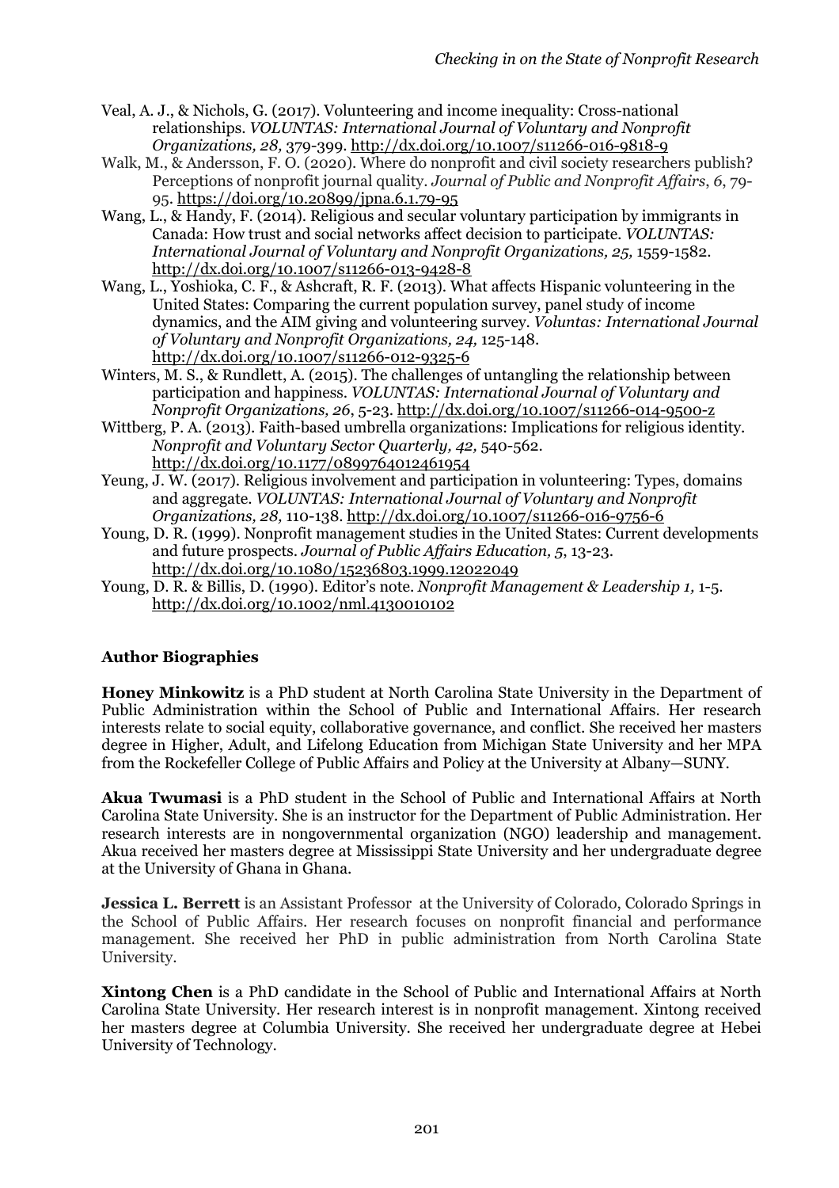Veal, A. J., & Nichols, G. (2017). Volunteering and income inequality: Cross-national relationships. *VOLUNTAS: International Journal of Voluntary and Nonprofit Organizations, 28,* 379-399. http://dx.doi.org/10.1007/s11266-016-9818-9

Walk, M., & Andersson, F. O. (2020). Where do nonprofit and civil society researchers publish? Perceptions of nonprofit journal quality. *Journal of Public and Nonprofit Affairs*, *6*, 79-95. https://doi.org/10.20899/jpna.6.1.79-95

Wang, L., & Handy, F. (2014). Religious and secular voluntary participation by immigrants in Canada: How trust and social networks affect decision to participate. *VOLUNTAS: International Journal of Voluntary and Nonprofit Organizations, 25,* 1559-1582. http://dx.doi.org/10.1007/s11266-013-9428-8

Wang, L., Yoshioka, C. F., & Ashcraft, R. F. (2013). What affects Hispanic volunteering in the United States: Comparing the current population survey, panel study of income dynamics, and the AIM giving and volunteering survey. *Voluntas: International Journal of Voluntary and Nonprofit Organizations, 24,* 125-148. http://dx.doi.org/10.1007/s11266-012-9325-6

Winters, M. S., & Rundlett, A. (2015). The challenges of untangling the relationship between participation and happiness. *VOLUNTAS: International Journal of Voluntary and Nonprofit Organizations, 26*, 5-23. http://dx.doi.org/10.1007/s11266-014-9500-z

Wittberg, P. A. (2013). Faith-based umbrella organizations: Implications for religious identity. *Nonprofit and Voluntary Sector Quarterly, 42,* 540-562. http://dx.doi.org/10.1177/0899764012461954

Yeung, J. W. (2017). Religious involvement and participation in volunteering: Types, domains and aggregate. *VOLUNTAS: International Journal of Voluntary and Nonprofit Organizations, 28,* 110-138. http://dx.doi.org/10.1007/s11266-016-9756-6

Young, D. R. (1999). Nonprofit management studies in the United States: Current developments and future prospects. *Journal of Public Affairs Education, 5*, 13-23. http://dx.doi.org/10.1080/15236803.1999.12022049

Young, D. R. & Billis, D. (1990). Editor's note. *Nonprofit Management & Leadership 1,* 1-5. http://dx.doi.org/10.1002/nml.4130010102

## Author Biographies

**Honey Minkowitz** is a PhD student at North Carolina State University in the Department of Public Administration within the School of Public and International Affairs. Her research interests relate to social equity, collaborative governance, and conflict. She received her masters degree in Higher, Adult, and Lifelong Education from Michigan State University and her MPA from the Rockefeller College of Public Affairs and Policy at the University at Albany—SUNY.

**Akua Twumasi** is a PhD student in the School of Public and International Affairs at North Carolina State University. She is an instructor for the Department of Public Administration. Her research interests are in nongovernmental organization (NGO) leadership and management. Akua received her masters degree at Mississippi State University and her undergraduate degree at the University of Ghana in Ghana.

**Jessica L. Berrett** is an Assistant Professor at the University of Colorado, Colorado Springs in the School of Public Affairs. Her research focuses on nonprofit financial and performance management. She received her PhD in public administration from North Carolina State University.

**Xintong Chen** is a PhD candidate in the School of Public and International Affairs at North Carolina State University. Her research interest is in nonprofit management. Xintong received her masters degree at Columbia University. She received her undergraduate degree at Hebei University of Technology.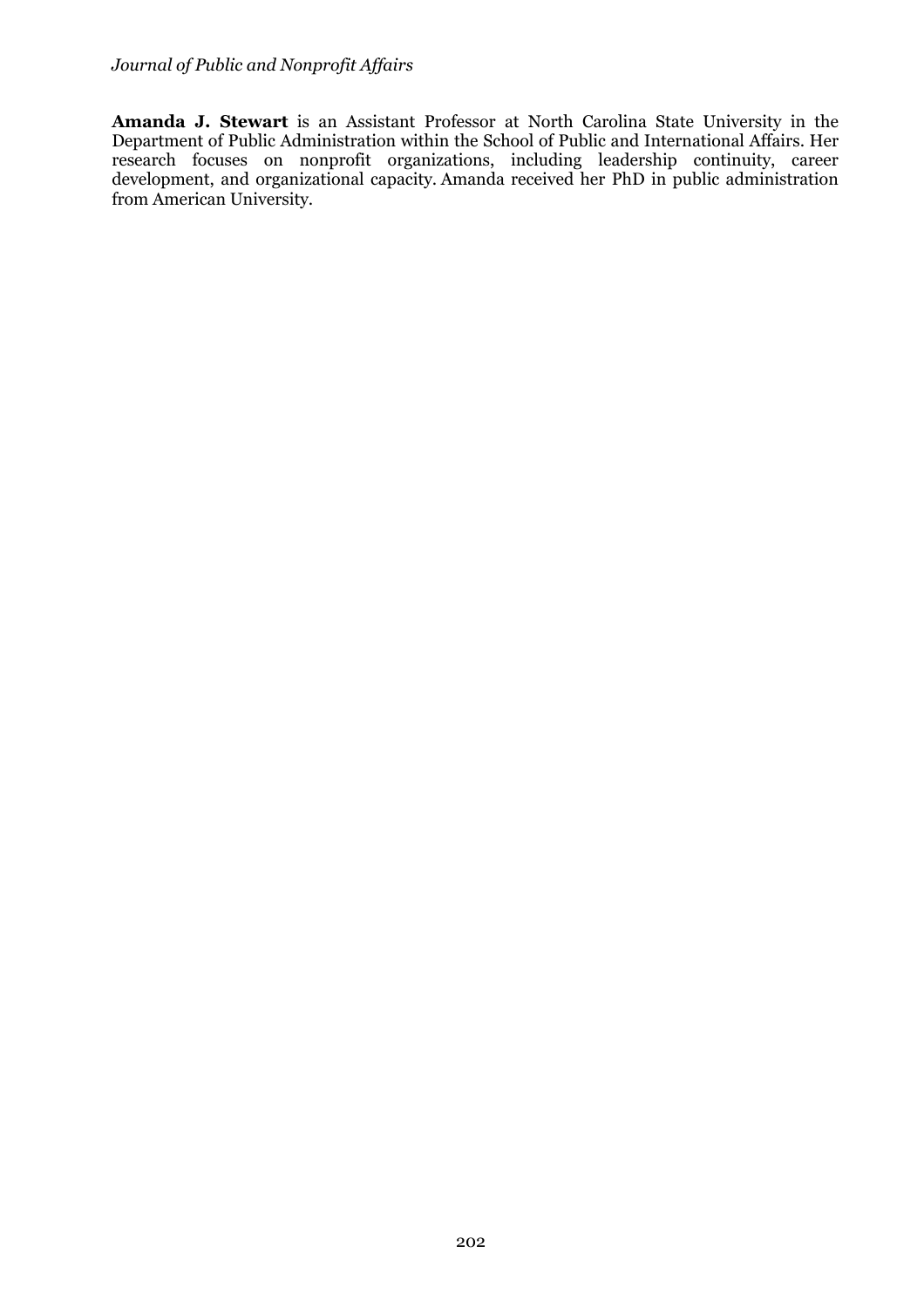**Amanda J. Stewart** is an Assistant Professor at North Carolina State University in the Department of Public Administration within the School of Public and International Affairs. Her research focuses on nonprofit organizations, including leadership continuity, career development, and organizational capacity. Amanda received her PhD in public administration from American University.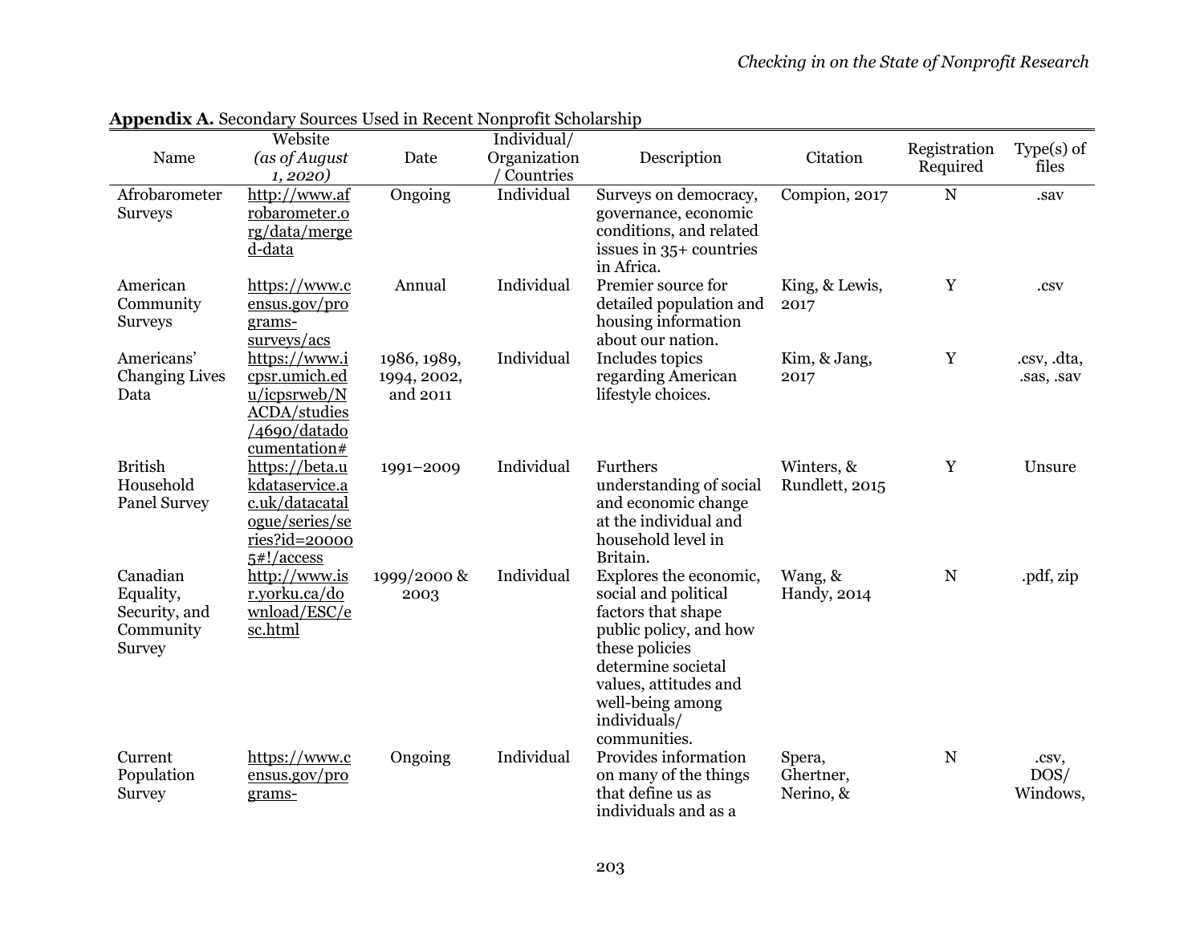**Appendix A.** Secondary Sources Used in Recent Nonprofit Scholarship

| Name | Website *(as of August 1, 2020)* | Date | Individual/ Organization / Countries | Description | Citation | Registration Required | Type(s) of files |
|---|---|---|---|---|---|---|---|
| Afrobarometer Surveys | http://www.afrobarometer.org/data/merged-data | Ongoing | Individual | Surveys on democracy, governance, economic conditions, and related issues in 35+ countries in Africa. | Compion, 2017 | N | .sav |
| American Community Surveys | https://www.census.gov/programs-surveys/acs | Annual | Individual | Premier source for detailed population and housing information about our nation. | King, & Lewis, 2017 | Y | .csv |
| Americans' Changing Lives Data | https://www.icpsr.umich.edu/icpsrweb/NACDA/studies/4690/datadocumentation# | 1986, 1989, 1994, 2002, and 2011 | Individual | Includes topics regarding American lifestyle choices. | Kim, & Jang, 2017 | Y | .csv, .dta, .sas, .sav |
| British Household Panel Survey | https://beta.ukdataservice.ac.uk/datacatalogue/series/series?id=200005#!/access | 1991–2009 | Individual | Furthers understanding of social and economic change at the individual and household level in Britain. | Winters, & Rundlett, 2015 | Y | Unsure |
| Canadian Equality, Security, and Community Survey | http://www.isr.yorku.ca/download/ESC/esc.html | 1999/2000 & 2003 | Individual | Explores the economic, social and political factors that shape public policy, and how these policies determine societal values, attitudes and well-being among individuals/ communities. | Wang, & Handy, 2014 | N | .pdf, zip |
| Current Population Survey | https://www.census.gov/programs- | Ongoing | Individual | Provides information on many of the things that define us as individuals and as a | Spera, Ghertner, Nerino, & | N | .csv, DOS/ Windows, |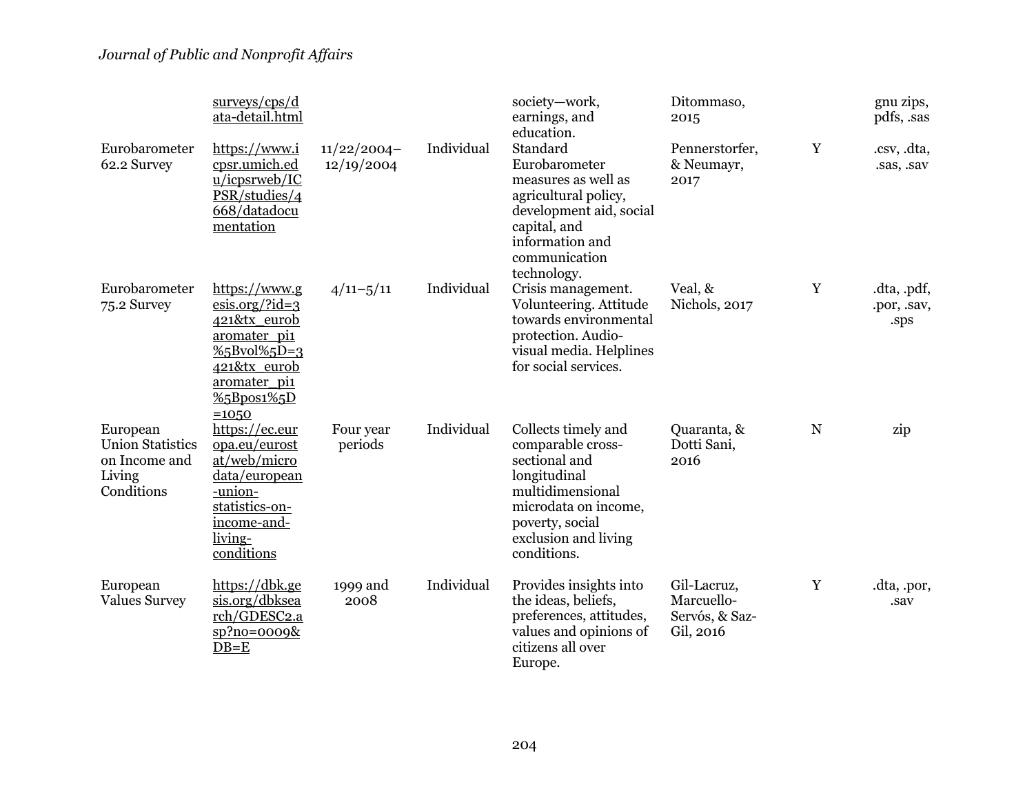| | | | | | | | |
|---|---|---|---|---|---|---|---|
| | surveys/cps/data-detail.html | | | society—work, earnings, and education. | Ditommaso, 2015 | | gnu zips, pdfs, .sas |
| Eurobarometer 62.2 Survey | https://www.icpsr.umich.edu/icpsrweb/ICPSR/studies/4668/datadocumentation | 11/22/2004–12/19/2004 | Individual | Standard Eurobarometer measures as well as agricultural policy, development aid, social capital, and information and communication technology. | Pennerstorfer, & Neumayr, 2017 | Y | .csv, .dta, .sas, .sav |
| Eurobarometer 75.2 Survey | https://www.gesis.org/?id=3421&tx_eurobaromater_pi1%5Bvol%5D=3421&tx_eurobaromater_pi1%5Bpos1%5D=1050 | 4/11–5/11 | Individual | Crisis management. Volunteering. Attitude towards environmental protection. Audio-visual media. Helplines for social services. | Veal, & Nichols, 2017 | Y | .dta, .pdf, .por, .sav, .sps |
| European Union Statistics on Income and Living Conditions | https://ec.europa.eu/eurostat/web/microdata/european-union-statistics-on-income-and-living-conditions | Four year periods | Individual | Collects timely and comparable cross-sectional and longitudinal multidimensional microdata on income, poverty, social exclusion and living conditions. | Quaranta, & Dotti Sani, 2016 | N | zip |
| European Values Survey | https://dbk.gesis.org/dbksearch/GDESC2.asp?no=0009&DB=E | 1999 and 2008 | Individual | Provides insights into the ideas, beliefs, preferences, attitudes, values and opinions of citizens all over Europe. | Gil-Lacruz, Marcuello-Servós, & Saz-Gil, 2016 | Y | .dta, .por, .sav |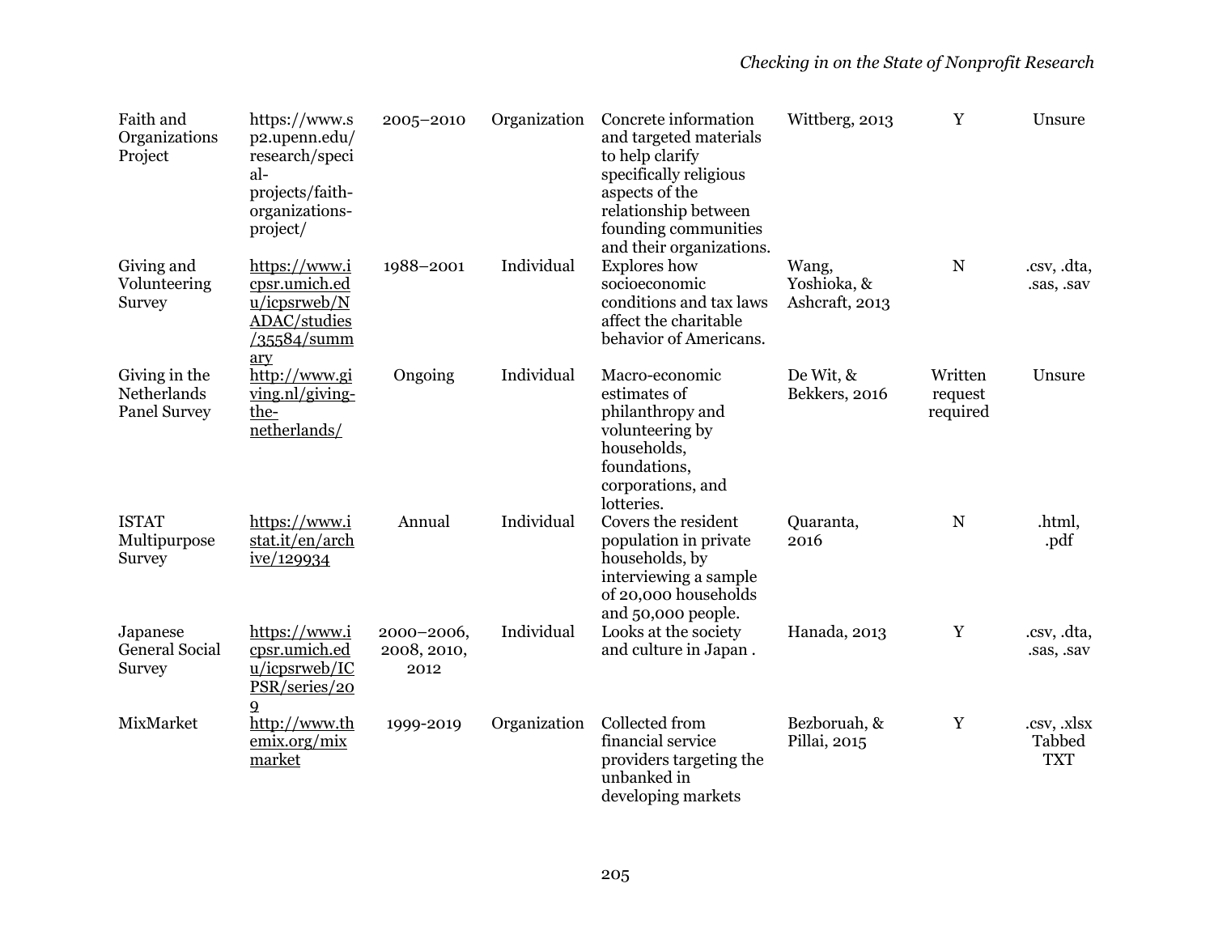| | | | | | | | |
|---|---|---|---|---|---|---|---|
| Faith and Organizations Project | https://www.sp2.upenn.edu/research/special-projects/faith-organizations-project/ | 2005–2010 | Organization | Concrete information and targeted materials to help clarify specifically religious aspects of the relationship between founding communities and their organizations. | Wittberg, 2013 | Y | Unsure |
| Giving and Volunteering Survey | https://www.icpsr.umich.edu/icpsrweb/NADAC/studies/35584/summary | 1988–2001 | Individual | Explores how socioeconomic conditions and tax laws affect the charitable behavior of Americans. | Wang, Yoshioka, & Ashcraft, 2013 | N | .csv, .dta, .sas, .sav |
| Giving in the Netherlands Panel Survey | http://www.giving.nl/giving-the-netherlands/ | Ongoing | Individual | Macro-economic estimates of philanthropy and volunteering by households, foundations, corporations, and lotteries. | De Wit, & Bekkers, 2016 | Written request required | Unsure |
| ISTAT Multipurpose Survey | https://www.istat.it/en/archive/129934 | Annual | Individual | Covers the resident population in private households, by interviewing a sample of 20,000 households and 50,000 people. | Quaranta, 2016 | N | .html, .pdf |
| Japanese General Social Survey | https://www.icpsr.umich.edu/icpsrweb/ICPSR/series/209 | 2000–2006, 2008, 2010, 2012 | Individual | Looks at the society and culture in Japan . | Hanada, 2013 | Y | .csv, .dta, .sas, .sav |
| MixMarket | http://www.themix.org/mixmarket | 1999-2019 | Organization | Collected from financial service providers targeting the unbanked in developing markets | Bezboruah, & Pillai, 2015 | Y | .csv, .xlsx Tabbed TXT |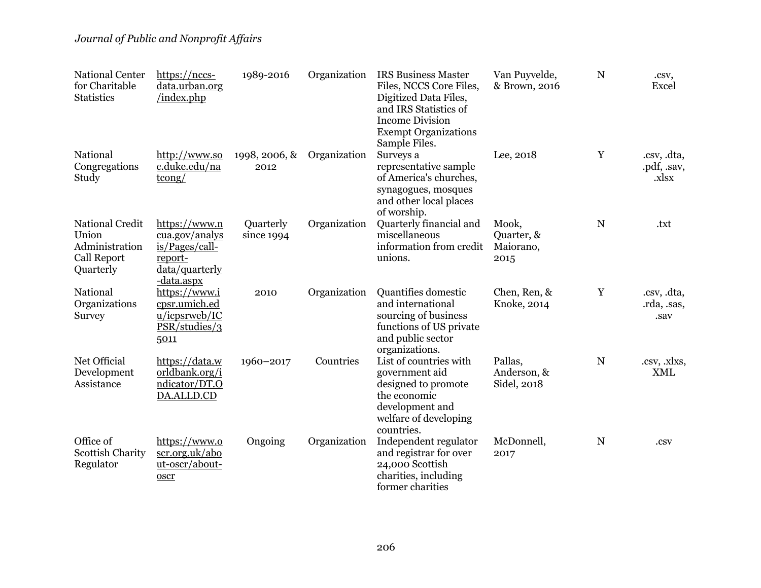| | | | | | | | |
|---|---|---|---|---|---|---|---|
| National Center for Charitable Statistics | https://nccs-data.urban.org/index.php | 1989-2016 | Organization | IRS Business Master Files, NCCS Core Files, Digitized Data Files, and IRS Statistics of Income Division Exempt Organizations Sample Files. | Van Puyvelde, & Brown, 2016 | N | .csv, Excel |
| National Congregations Study | http://www.soc.duke.edu/natcong/ | 1998, 2006, & 2012 | Organization | Surveys a representative sample of America's churches, synagogues, mosques and other local places of worship. | Lee, 2018 | Y | .csv, .dta, .pdf, .sav, .xlsx |
| National Credit Union Administration Call Report Quarterly | https://www.ncua.gov/analysis/Pages/call-report-data/quarterly-data.aspx | Quarterly since 1994 | Organization | Quarterly financial and miscellaneous information from credit unions. | Mook, Quarter, & Maiorano, 2015 | N | .txt |
| National Organizations Survey | https://www.icpsr.umich.edu/icpsrweb/ICPSR/studies/35011 | 2010 | Organization | Quantifies domestic and international sourcing of business functions of US private and public sector organizations. | Chen, Ren, & Knoke, 2014 | Y | .csv, .dta, .rda, .sas, .sav |
| Net Official Development Assistance | https://data.worldbank.org/indicator/DT.ODA.ALLD.CD | 1960–2017 | Countries | List of countries with government aid designed to promote the economic development and welfare of developing countries. | Pallas, Anderson, & Sidel, 2018 | N | .csv, .xlxs, XML |
| Office of Scottish Charity Regulator | https://www.oscr.org.uk/about-oscr/about-oscr | Ongoing | Organization | Independent regulator and registrar for over 24,000 Scottish charities, including former charities | McDonnell, 2017 | N | .csv |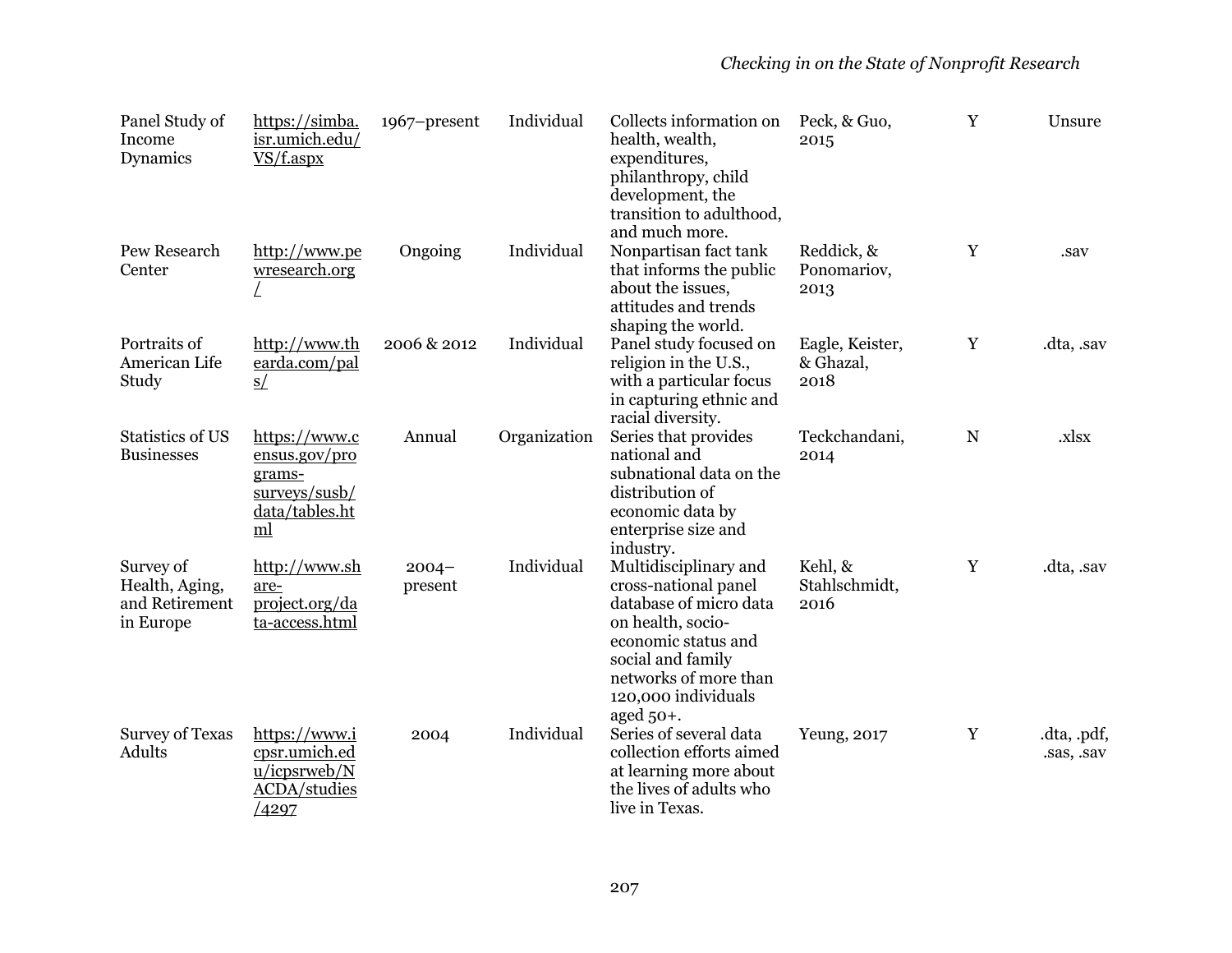| | | | | | | | |
|---|---|---|---|---|---|---|---|
| Panel Study of Income Dynamics | https://simba.isr.umich.edu/VS/f.aspx | 1967–present | Individual | Collects information on health, wealth, expenditures, philanthropy, child development, the transition to adulthood, and much more. | Peck, & Guo, 2015 | Y | Unsure |
| Pew Research Center | http://www.pewresearch.org/ | Ongoing | Individual | Nonpartisan fact tank that informs the public about the issues, attitudes and trends shaping the world. | Reddick, & Ponomariov, 2013 | Y | .sav |
| Portraits of American Life Study | http://www.thearda.com/pals/ | 2006 & 2012 | Individual | Panel study focused on religion in the U.S., with a particular focus in capturing ethnic and racial diversity. | Eagle, Keister, & Ghazal, 2018 | Y | .dta, .sav |
| Statistics of US Businesses | https://www.census.gov/programs-surveys/susb/data/tables.html | Annual | Organization | Series that provides national and subnational data on the distribution of economic data by enterprise size and industry. | Teckchandani, 2014 | N | .xlsx |
| Survey of Health, Aging, and Retirement in Europe | http://www.share-project.org/data-access.html | 2004–present | Individual | Multidisciplinary and cross-national panel database of micro data on health, socio-economic status and social and family networks of more than 120,000 individuals aged 50+. | Kehl, & Stahlschmidt, 2016 | Y | .dta, .sav |
| Survey of Texas Adults | https://www.icpsr.umich.edu/icpsrweb/NACDA/studies/4297 | 2004 | Individual | Series of several data collection efforts aimed at learning more about the lives of adults who live in Texas. | Yeung, 2017 | Y | .dta, .pdf, .sas, .sav |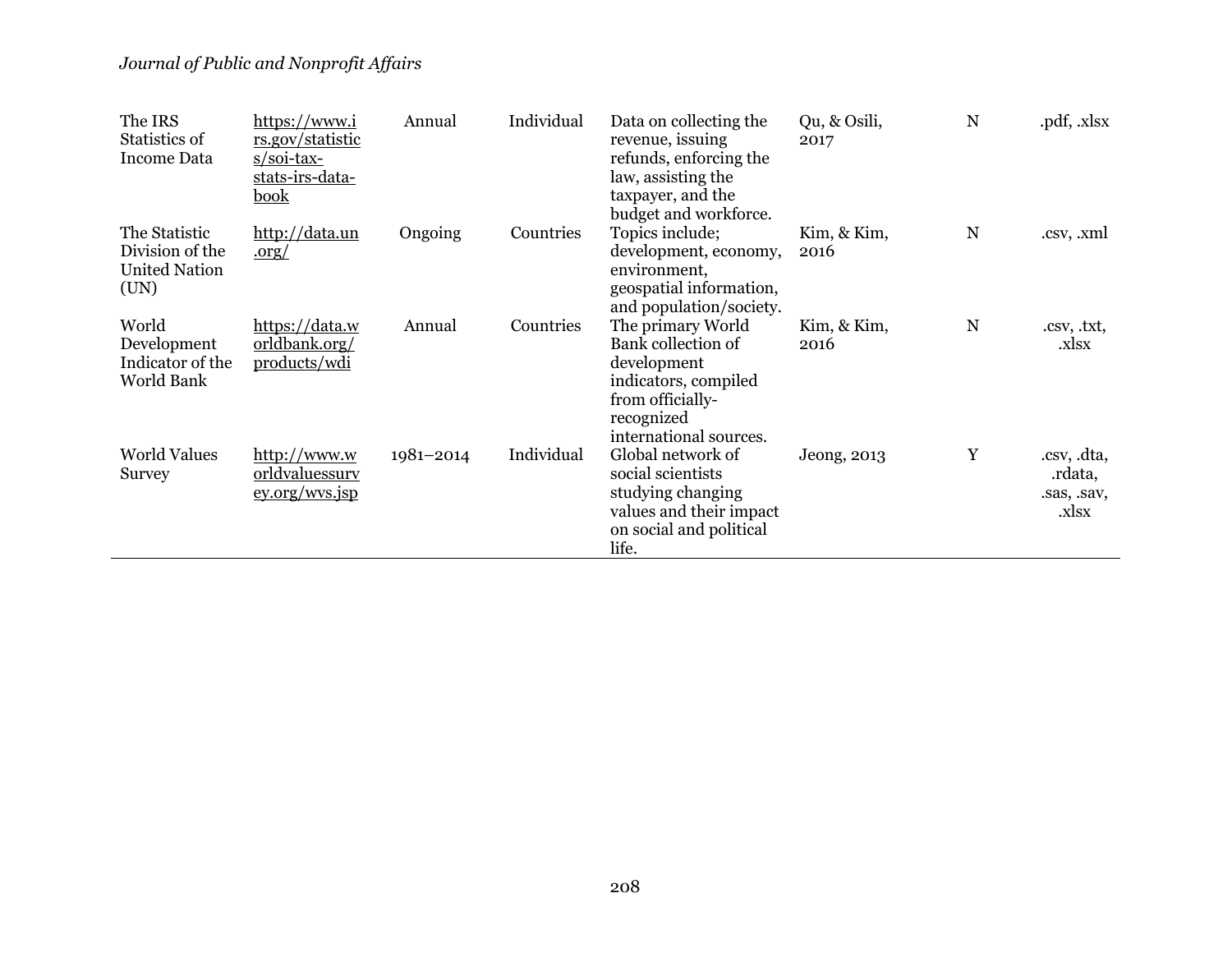| | | | | | | | |
|---|---|---|---|---|---|---|---|
| The IRS Statistics of Income Data | https://www.irs.gov/statistics/soi-tax-stats-irs-data-book | Annual | Individual | Data on collecting the revenue, issuing refunds, enforcing the law, assisting the taxpayer, and the budget and workforce. | Qu, & Osili, 2017 | N | .pdf, .xlsx |
| The Statistic Division of the United Nation (UN) | http://data.un.org/ | Ongoing | Countries | Topics include; development, economy, environment, geospatial information, and population/society. | Kim, & Kim, 2016 | N | .csv, .xml |
| World Development Indicator of the World Bank | https://data.worldbank.org/products/wdi | Annual | Countries | The primary World Bank collection of development indicators, compiled from officially-recognized international sources. | Kim, & Kim, 2016 | N | .csv, .txt, .xlsx |
| World Values Survey | http://www.worldvaluessurvey.org/wvs.jsp | 1981–2014 | Individual | Global network of social scientists studying changing values and their impact on social and political life. | Jeong, 2013 | Y | .csv, .dta, .rdata, .sas, .sav, .xlsx |